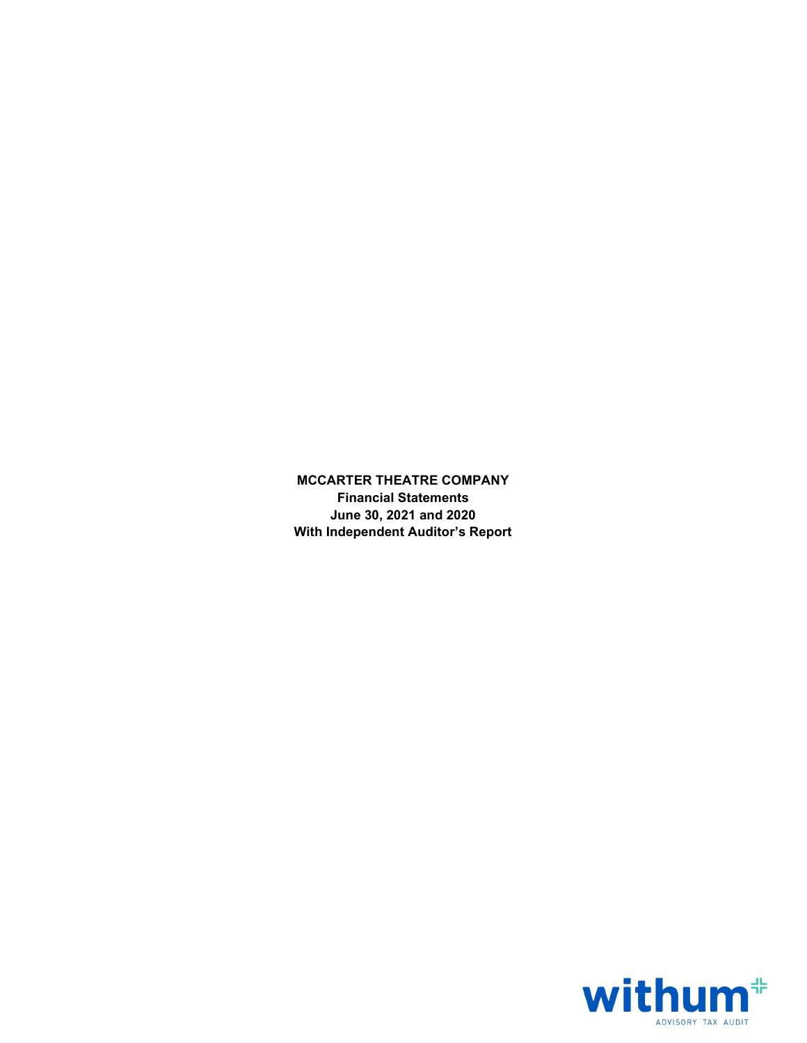**MCCARTER THEATRE COMPANY**
**Financial Statements**
**June 30, 2021 and 2020**
**With Independent Auditor's Report**

withum
ADVISORY TAX AUDIT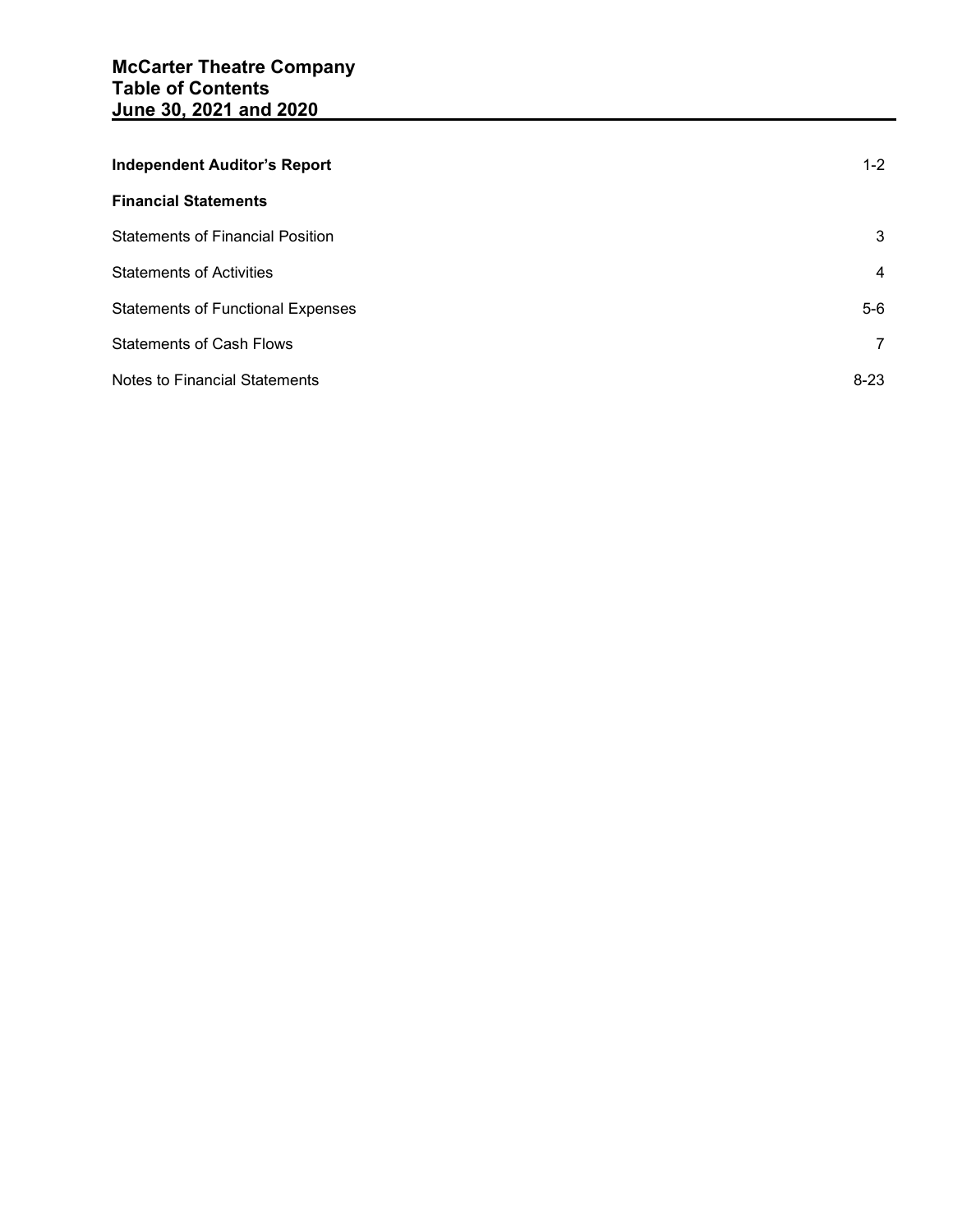# McCarter Theatre Company
## Table of Contents
## June 30, 2021 and 2020

| | |
|---|---|
| **Independent Auditor's Report** | 1-2 |
| **Financial Statements** | |
| Statements of Financial Position | 3 |
| Statements of Activities | 4 |
| Statements of Functional Expenses | 5-6 |
| Statements of Cash Flows | 7 |
| Notes to Financial Statements | 8-23 |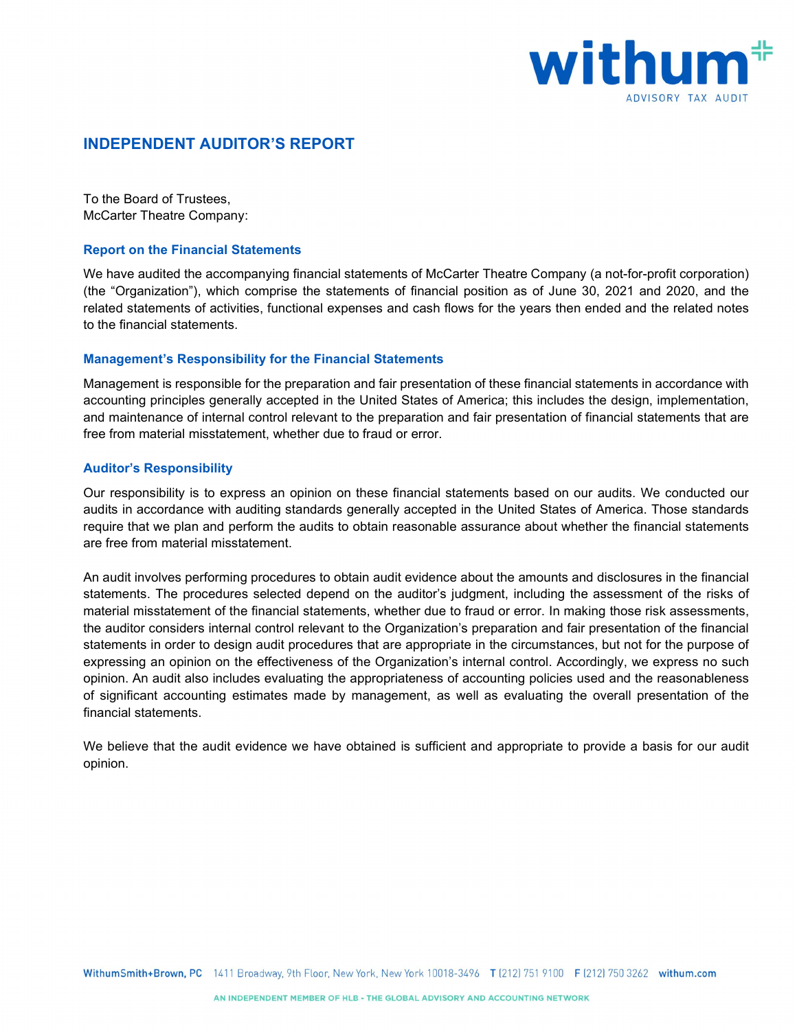# INDEPENDENT AUDITOR'S REPORT

To the Board of Trustees,
McCarter Theatre Company:

### Report on the Financial Statements

We have audited the accompanying financial statements of McCarter Theatre Company (a not-for-profit corporation) (the "Organization"), which comprise the statements of financial position as of June 30, 2021 and 2020, and the related statements of activities, functional expenses and cash flows for the years then ended and the related notes to the financial statements.

### Management's Responsibility for the Financial Statements

Management is responsible for the preparation and fair presentation of these financial statements in accordance with accounting principles generally accepted in the United States of America; this includes the design, implementation, and maintenance of internal control relevant to the preparation and fair presentation of financial statements that are free from material misstatement, whether due to fraud or error.

### Auditor's Responsibility

Our responsibility is to express an opinion on these financial statements based on our audits. We conducted our audits in accordance with auditing standards generally accepted in the United States of America. Those standards require that we plan and perform the audits to obtain reasonable assurance about whether the financial statements are free from material misstatement.

An audit involves performing procedures to obtain audit evidence about the amounts and disclosures in the financial statements. The procedures selected depend on the auditor's judgment, including the assessment of the risks of material misstatement of the financial statements, whether due to fraud or error. In making those risk assessments, the auditor considers internal control relevant to the Organization's preparation and fair presentation of the financial statements in order to design audit procedures that are appropriate in the circumstances, but not for the purpose of expressing an opinion on the effectiveness of the Organization's internal control. Accordingly, we express no such opinion. An audit also includes evaluating the appropriateness of accounting policies used and the reasonableness of significant accounting estimates made by management, as well as evaluating the overall presentation of the financial statements.

We believe that the audit evidence we have obtained is sufficient and appropriate to provide a basis for our audit opinion.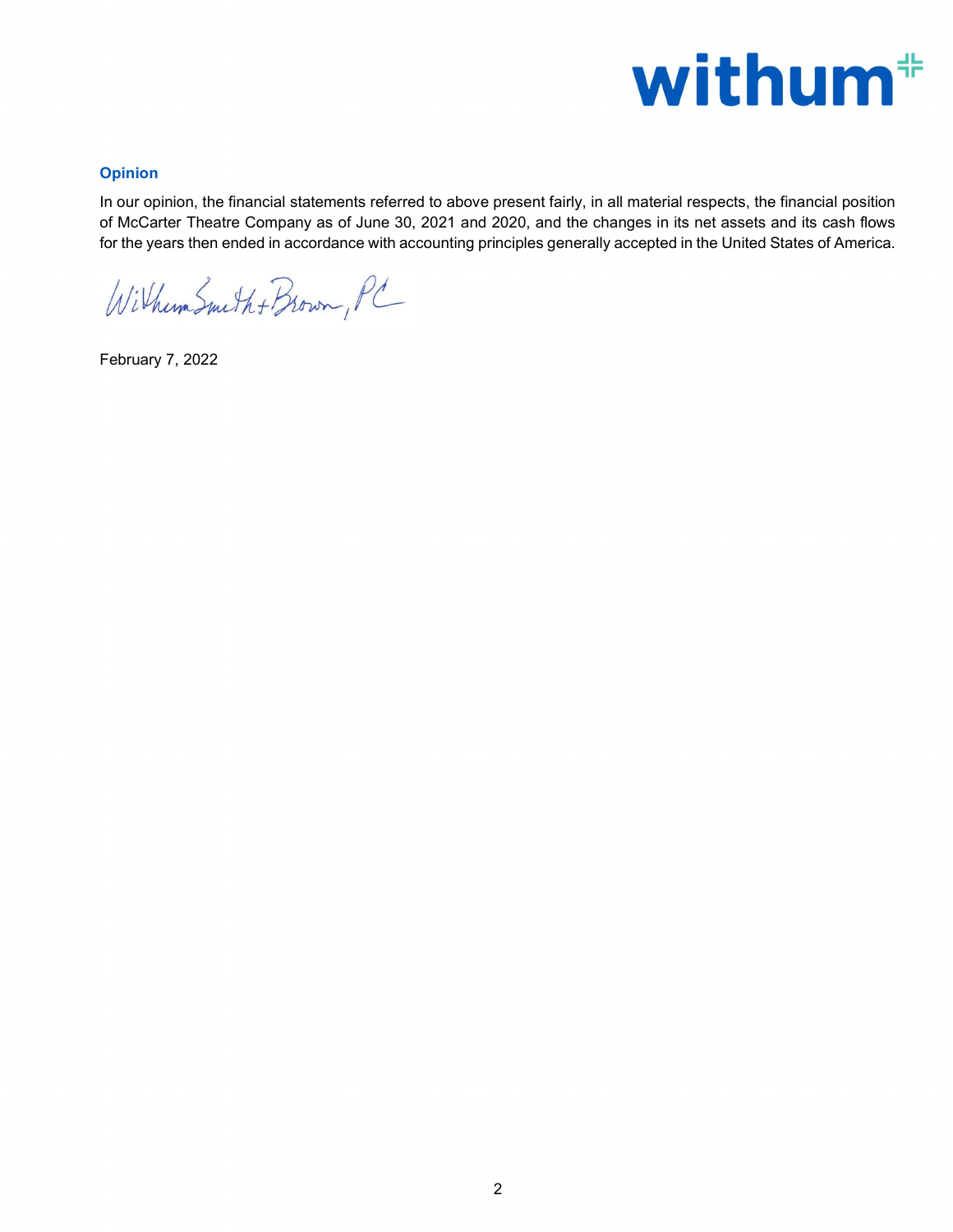## Opinion

In our opinion, the financial statements referred to above present fairly, in all material respects, the financial position of McCarter Theatre Company as of June 30, 2021 and 2020, and the changes in its net assets and its cash flows for the years then ended in accordance with accounting principles generally accepted in the United States of America.

WithumSmith+Brown, PC

February 7, 2022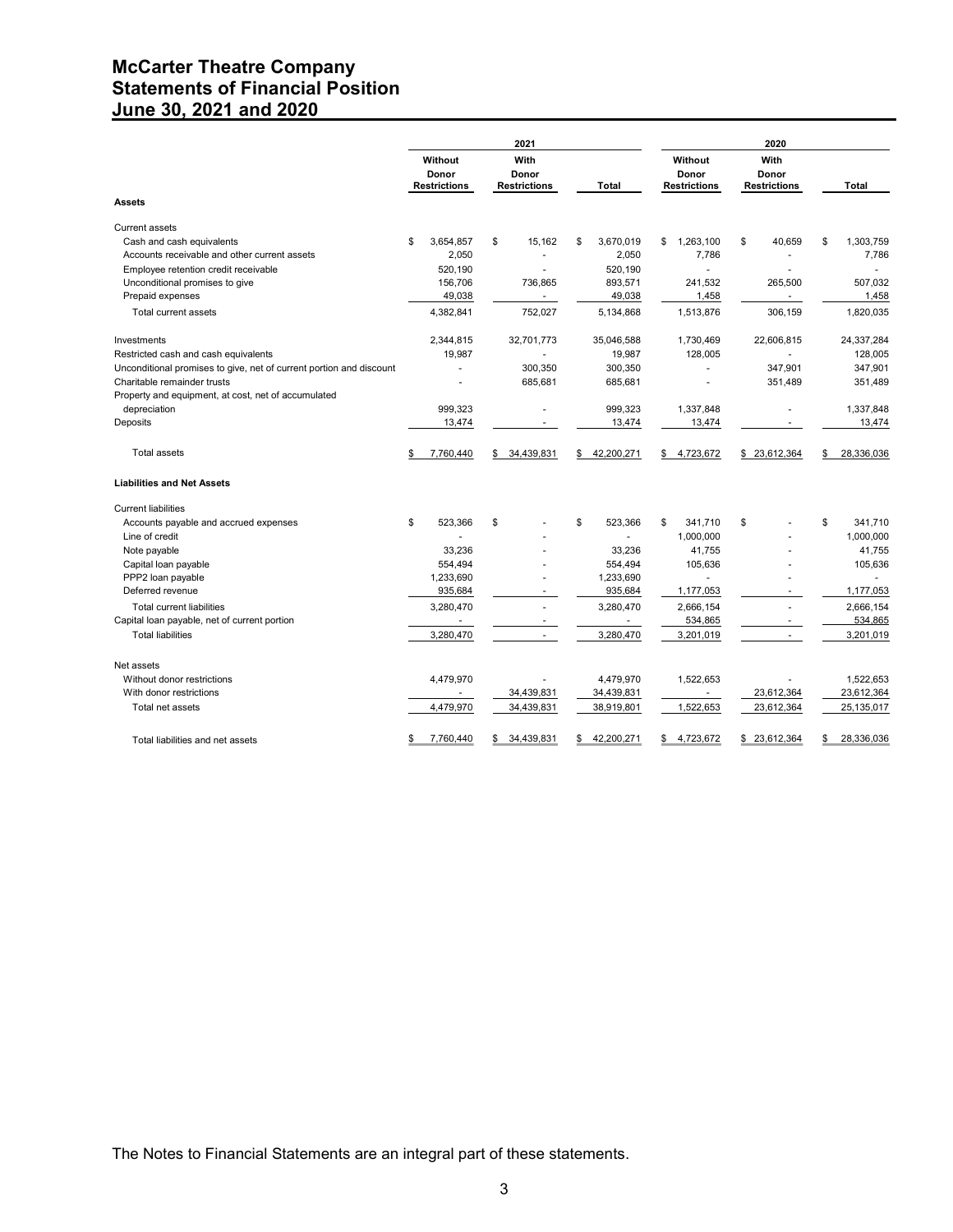# McCarter Theatre Company
# Statements of Financial Position
# June 30, 2021 and 2020

| | 2021 | | | 2020 | | |
|---|---|---|---|---|---|---|
| | Without Donor Restrictions | With Donor Restrictions | Total | Without Donor Restrictions | With Donor Restrictions | Total |
| **Assets** | | | | | | |
| Current assets | | | | | | |
| Cash and cash equivalents | $ 3,654,857 | $ 15,162 | $ 3,670,019 | $ 1,263,100 | $ 40,659 | $ 1,303,759 |
| Accounts receivable and other current assets | 2,050 | - | 2,050 | 7,786 | - | 7,786 |
| Employee retention credit receivable | 520,190 | - | 520,190 | - | - | - |
| Unconditional promises to give | 156,706 | 736,865 | 893,571 | 241,532 | 265,500 | 507,032 |
| Prepaid expenses | 49,038 | - | 49,038 | 1,458 | - | 1,458 |
| Total current assets | 4,382,841 | 752,027 | 5,134,868 | 1,513,876 | 306,159 | 1,820,035 |
| Investments | 2,344,815 | 32,701,773 | 35,046,588 | 1,730,469 | 22,606,815 | 24,337,284 |
| Restricted cash and cash equivalents | 19,987 | - | 19,987 | 128,005 | - | 128,005 |
| Unconditional promises to give, net of current portion and discount | - | 300,350 | 300,350 | - | 347,901 | 347,901 |
| Charitable remainder trusts | - | 685,681 | 685,681 | - | 351,489 | 351,489 |
| Property and equipment, at cost, net of accumulated depreciation | 999,323 | - | 999,323 | 1,337,848 | - | 1,337,848 |
| Deposits | 13,474 | - | 13,474 | 13,474 | - | 13,474 |
| Total assets | $ 7,760,440 | $ 34,439,831 | $ 42,200,271 | $ 4,723,672 | $ 23,612,364 | $ 28,336,036 |
| **Liabilities and Net Assets** | | | | | | |
| Current liabilities | | | | | | |
| Accounts payable and accrued expenses | $ 523,366 | $ - | $ 523,366 | $ 341,710 | $ - | $ 341,710 |
| Line of credit | - | - | - | 1,000,000 | - | 1,000,000 |
| Note payable | 33,236 | - | 33,236 | 41,755 | - | 41,755 |
| Capital loan payable | 554,494 | - | 554,494 | 105,636 | - | 105,636 |
| PPP2 loan payable | 1,233,690 | - | 1,233,690 | - | - | - |
| Deferred revenue | 935,684 | - | 935,684 | 1,177,053 | - | 1,177,053 |
| Total current liabilities | 3,280,470 | - | 3,280,470 | 2,666,154 | - | 2,666,154 |
| Capital loan payable, net of current portion | - | - | - | 534,865 | - | 534,865 |
| Total liabilities | 3,280,470 | - | 3,280,470 | 3,201,019 | - | 3,201,019 |
| Net assets | | | | | | |
| Without donor restrictions | 4,479,970 | - | 4,479,970 | 1,522,653 | - | 1,522,653 |
| With donor restrictions | - | 34,439,831 | 34,439,831 | - | 23,612,364 | 23,612,364 |
| Total net assets | 4,479,970 | 34,439,831 | 38,919,801 | 1,522,653 | 23,612,364 | 25,135,017 |
| Total liabilities and net assets | $ 7,760,440 | $ 34,439,831 | $ 42,200,271 | $ 4,723,672 | $ 23,612,364 | $ 28,336,036 |

The Notes to Financial Statements are an integral part of these statements.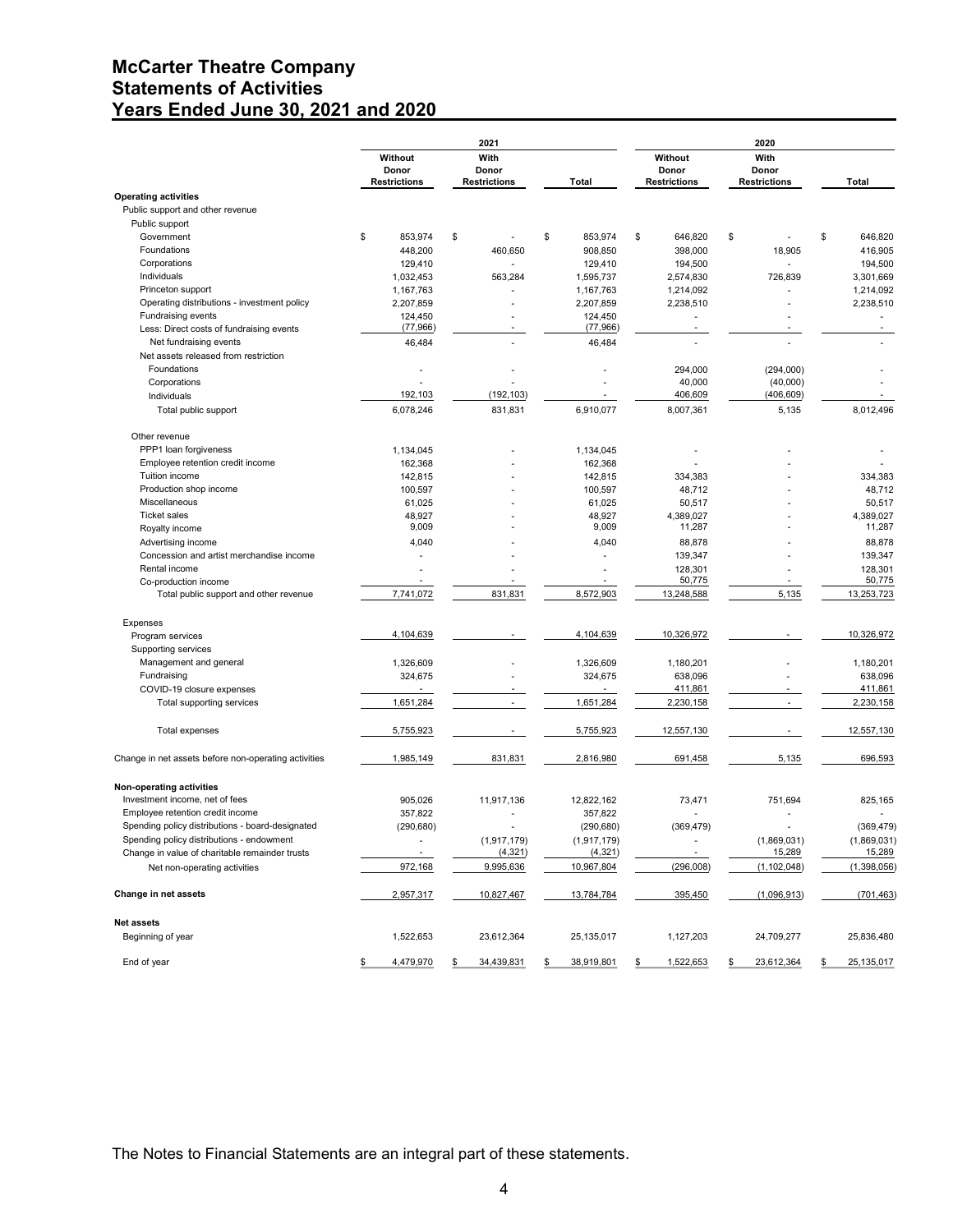# McCarter Theatre Company
# Statements of Activities
# Years Ended June 30, 2021 and 2020

| | 2021 | | | 2020 | | |
|---|---|---|---|---|---|---|
| | Without Donor Restrictions | With Donor Restrictions | Total | Without Donor Restrictions | With Donor Restrictions | Total |
| **Operating activities** | | | | | | |
| Public support and other revenue | | | | | | |
| Public support | | | | | | |
| Government | $ 853,974 | $ - | $ 853,974 | $ 646,820 | $ - | $ 646,820 |
| Foundations | 448,200 | 460,650 | 908,850 | 398,000 | 18,905 | 416,905 |
| Corporations | 129,410 | - | 129,410 | 194,500 | - | 194,500 |
| Individuals | 1,032,453 | 563,284 | 1,595,737 | 2,574,830 | 726,839 | 3,301,669 |
| Princeton support | 1,167,763 | - | 1,167,763 | 1,214,092 | - | 1,214,092 |
| Operating distributions - investment policy | 2,207,859 | - | 2,207,859 | 2,238,510 | - | 2,238,510 |
| Fundraising events | 124,450 | - | 124,450 | - | - | - |
| Less: Direct costs of fundraising events | (77,966) | - | (77,966) | - | - | - |
| Net fundraising events | 46,484 | - | 46,484 | - | - | - |
| Net assets released from restriction | | | | | | |
| Foundations | - | - | - | 294,000 | (294,000) | - |
| Corporations | - | - | - | 40,000 | (40,000) | - |
| Individuals | 192,103 | (192,103) | - | 406,609 | (406,609) | - |
| Total public support | 6,078,246 | 831,831 | 6,910,077 | 8,007,361 | 5,135 | 8,012,496 |
| Other revenue | | | | | | |
| PPP1 loan forgiveness | 1,134,045 | - | 1,134,045 | - | - | - |
| Employee retention credit income | 162,368 | - | 162,368 | - | - | - |
| Tuition income | 142,815 | - | 142,815 | 334,383 | - | 334,383 |
| Production shop income | 100,597 | - | 100,597 | 48,712 | - | 48,712 |
| Miscellaneous | 61,025 | - | 61,025 | 50,517 | - | 50,517 |
| Ticket sales | 48,927 | - | 48,927 | 4,389,027 | - | 4,389,027 |
| Royalty income | 9,009 | - | 9,009 | 11,287 | - | 11,287 |
| Advertising income | 4,040 | - | 4,040 | 88,878 | - | 88,878 |
| Concession and artist merchandise income | - | - | - | 139,347 | - | 139,347 |
| Rental income | - | - | - | 128,301 | - | 128,301 |
| Co-production income | - | - | - | 50,775 | - | 50,775 |
| Total public support and other revenue | 7,741,072 | 831,831 | 8,572,903 | 13,248,588 | 5,135 | 13,253,723 |
| Expenses | | | | | | |
| Program services | 4,104,639 | - | 4,104,639 | 10,326,972 | - | 10,326,972 |
| Supporting services | | | | | | |
| Management and general | 1,326,609 | - | 1,326,609 | 1,180,201 | - | 1,180,201 |
| Fundraising | 324,675 | - | 324,675 | 638,096 | - | 638,096 |
| COVID-19 closure expenses | - | - | - | 411,861 | - | 411,861 |
| Total supporting services | 1,651,284 | - | 1,651,284 | 2,230,158 | - | 2,230,158 |
| Total expenses | 5,755,923 | - | 5,755,923 | 12,557,130 | - | 12,557,130 |
| Change in net assets before non-operating activities | 1,985,149 | 831,831 | 2,816,980 | 691,458 | 5,135 | 696,593 |
| **Non-operating activities** | | | | | | |
| Investment income, net of fees | 905,026 | 11,917,136 | 12,822,162 | 73,471 | 751,694 | 825,165 |
| Employee retention credit income | 357,822 | - | 357,822 | - | - | - |
| Spending policy distributions - board-designated | (290,680) | - | (290,680) | (369,479) | - | (369,479) |
| Spending policy distributions - endowment | - | (1,917,179) | (1,917,179) | - | (1,869,031) | (1,869,031) |
| Change in value of charitable remainder trusts | - | (4,321) | (4,321) | - | 15,289 | 15,289 |
| Net non-operating activities | 972,168 | 9,995,636 | 10,967,804 | (296,008) | (1,102,048) | (1,398,056) |
| **Change in net assets** | 2,957,317 | 10,827,467 | 13,784,784 | 395,450 | (1,096,913) | (701,463) |
| **Net assets** | | | | | | |
| Beginning of year | 1,522,653 | 23,612,364 | 25,135,017 | 1,127,203 | 24,709,277 | 25,836,480 |
| End of year | $ 4,479,970 | $ 34,439,831 | $ 38,919,801 | $ 1,522,653 | $ 23,612,364 | $ 25,135,017 |

The Notes to Financial Statements are an integral part of these statements.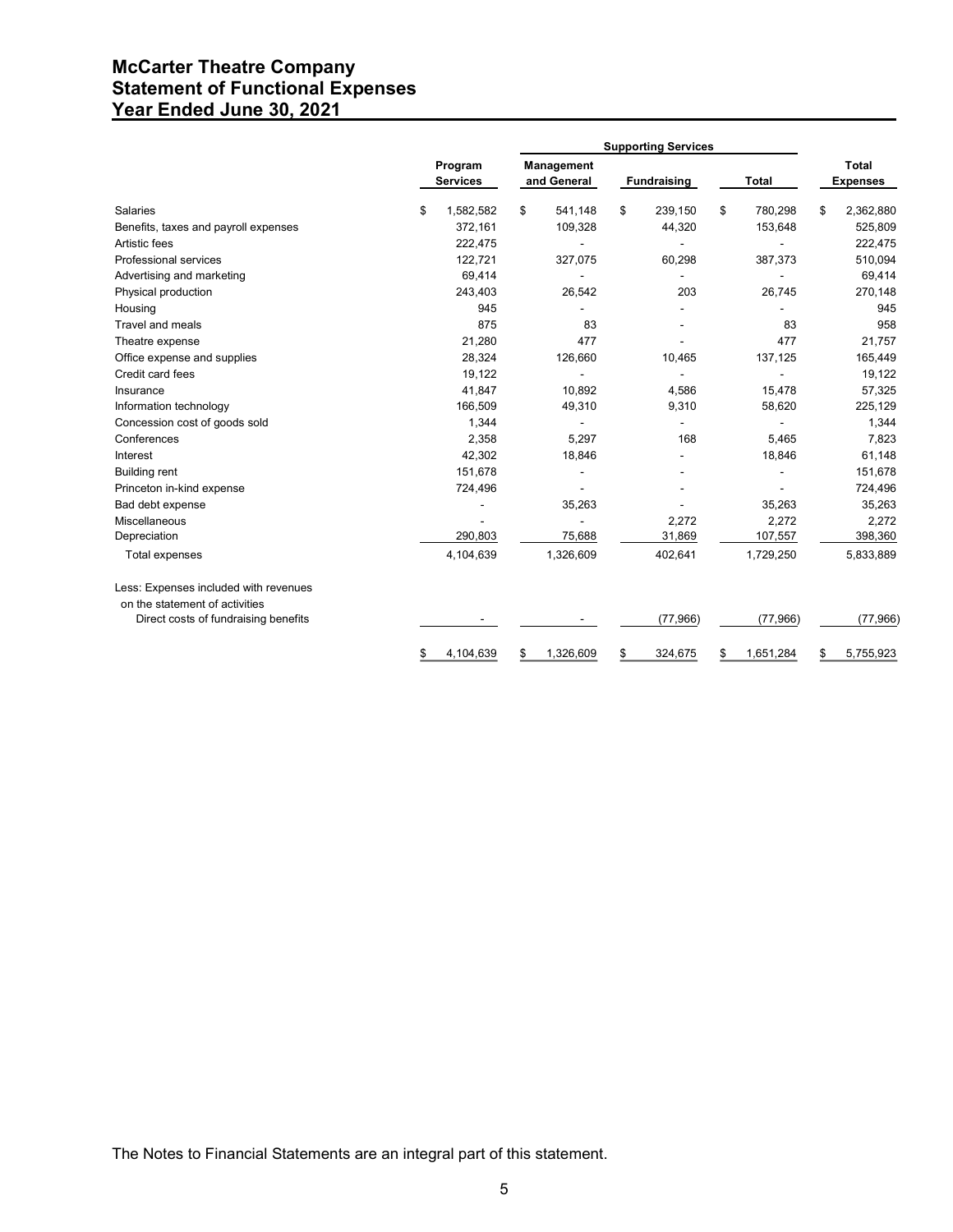# McCarter Theatre Company
# Statement of Functional Expenses
# Year Ended June 30, 2021

| | Program Services | Supporting Services | | | Total Expenses |
|---|---|---|---|---|---|
| | | Management and General | Fundraising | Total | |
| Salaries | $ 1,582,582 | $ 541,148 | $ 239,150 | $ 780,298 | $ 2,362,880 |
| Benefits, taxes and payroll expenses | 372,161 | 109,328 | 44,320 | 153,648 | 525,809 |
| Artistic fees | 222,475 | - | - | - | 222,475 |
| Professional services | 122,721 | 327,075 | 60,298 | 387,373 | 510,094 |
| Advertising and marketing | 69,414 | - | - | - | 69,414 |
| Physical production | 243,403 | 26,542 | 203 | 26,745 | 270,148 |
| Housing | 945 | - | - | - | 945 |
| Travel and meals | 875 | 83 | - | 83 | 958 |
| Theatre expense | 21,280 | 477 | - | 477 | 21,757 |
| Office expense and supplies | 28,324 | 126,660 | 10,465 | 137,125 | 165,449 |
| Credit card fees | 19,122 | - | - | - | 19,122 |
| Insurance | 41,847 | 10,892 | 4,586 | 15,478 | 57,325 |
| Information technology | 166,509 | 49,310 | 9,310 | 58,620 | 225,129 |
| Concession cost of goods sold | 1,344 | - | - | - | 1,344 |
| Conferences | 2,358 | 5,297 | 168 | 5,465 | 7,823 |
| Interest | 42,302 | 18,846 | - | 18,846 | 61,148 |
| Building rent | 151,678 | - | - | - | 151,678 |
| Princeton in-kind expense | 724,496 | - | - | - | 724,496 |
| Bad debt expense | - | 35,263 | - | 35,263 | 35,263 |
| Miscellaneous | - | - | 2,272 | 2,272 | 2,272 |
| Depreciation | 290,803 | 75,688 | 31,869 | 107,557 | 398,360 |
| Total expenses | 4,104,639 | 1,326,609 | 402,641 | 1,729,250 | 5,833,889 |
| Less: Expenses included with revenues on the statement of activities | | | | | |
| Direct costs of fundraising benefits | - | - | (77,966) | (77,966) | (77,966) |
| | $ 4,104,639 | $ 1,326,609 | $ 324,675 | $ 1,651,284 | $ 5,755,923 |

The Notes to Financial Statements are an integral part of this statement.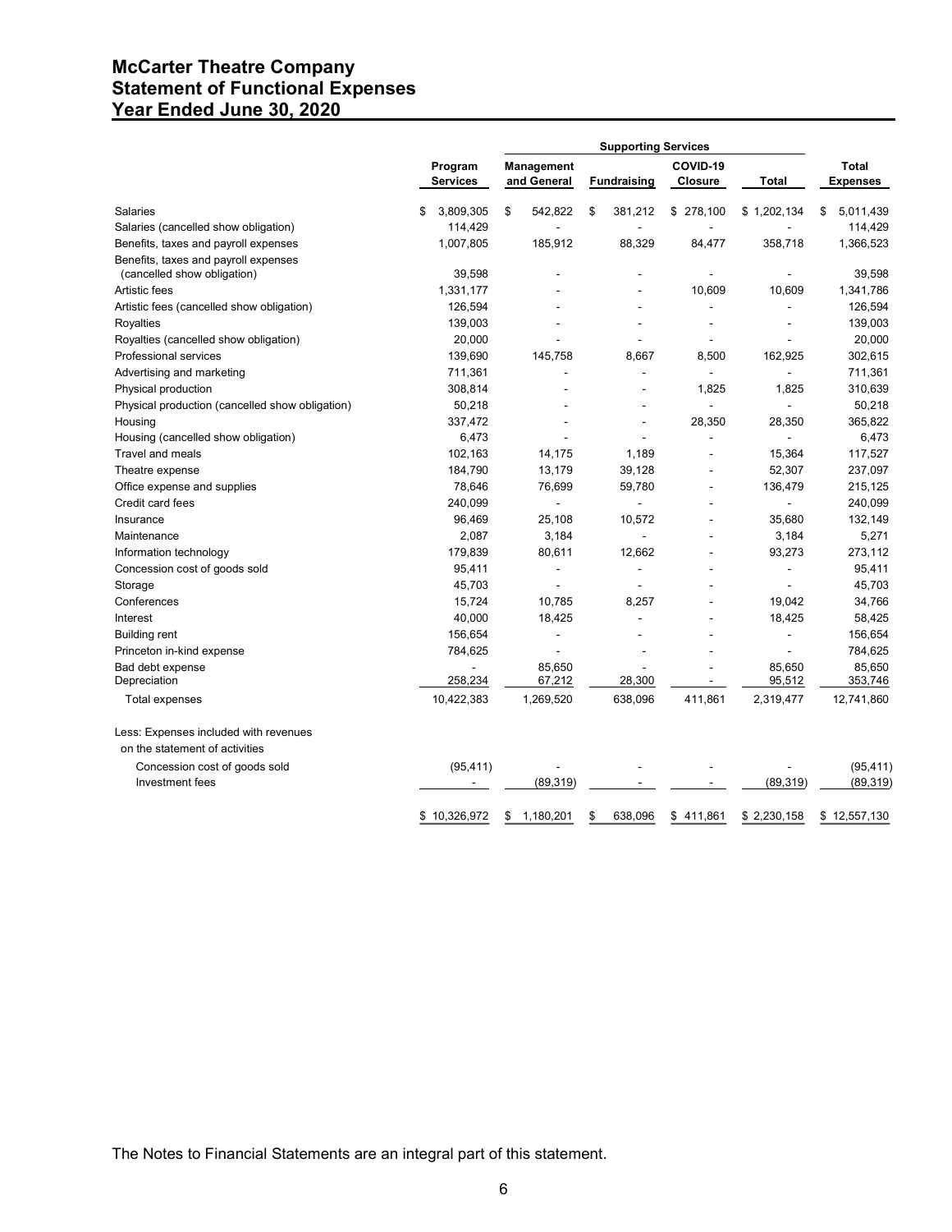# McCarter Theatre Company
# Statement of Functional Expenses
# Year Ended June 30, 2020

| | Program Services | Supporting Services | | | | Total Expenses |
|---|---|---|---|---|---|---|
| | | Management and General | Fundraising | COVID-19 Closure | Total | |
| Salaries | $ 3,809,305 | $ 542,822 | $ 381,212 | $ 278,100 | $ 1,202,134 | $ 5,011,439 |
| Salaries (cancelled show obligation) | 114,429 | - | - | - | - | 114,429 |
| Benefits, taxes and payroll expenses | 1,007,805 | 185,912 | 88,329 | 84,477 | 358,718 | 1,366,523 |
| Benefits, taxes and payroll expenses (cancelled show obligation) | 39,598 | - | - | - | - | 39,598 |
| Artistic fees | 1,331,177 | - | - | 10,609 | 10,609 | 1,341,786 |
| Artistic fees (cancelled show obligation) | 126,594 | - | - | - | - | 126,594 |
| Royalties | 139,003 | - | - | - | - | 139,003 |
| Royalties (cancelled show obligation) | 20,000 | - | - | - | - | 20,000 |
| Professional services | 139,690 | 145,758 | 8,667 | 8,500 | 162,925 | 302,615 |
| Advertising and marketing | 711,361 | - | - | - | - | 711,361 |
| Physical production | 308,814 | - | - | 1,825 | 1,825 | 310,639 |
| Physical production (cancelled show obligation) | 50,218 | - | - | - | - | 50,218 |
| Housing | 337,472 | - | - | 28,350 | 28,350 | 365,822 |
| Housing (cancelled show obligation) | 6,473 | - | - | - | - | 6,473 |
| Travel and meals | 102,163 | 14,175 | 1,189 | - | 15,364 | 117,527 |
| Theatre expense | 184,790 | 13,179 | 39,128 | - | 52,307 | 237,097 |
| Office expense and supplies | 78,646 | 76,699 | 59,780 | - | 136,479 | 215,125 |
| Credit card fees | 240,099 | - | - | - | - | 240,099 |
| Insurance | 96,469 | 25,108 | 10,572 | - | 35,680 | 132,149 |
| Maintenance | 2,087 | 3,184 | - | - | 3,184 | 5,271 |
| Information technology | 179,839 | 80,611 | 12,662 | - | 93,273 | 273,112 |
| Concession cost of goods sold | 95,411 | - | - | - | - | 95,411 |
| Storage | 45,703 | - | - | - | - | 45,703 |
| Conferences | 15,724 | 10,785 | 8,257 | - | 19,042 | 34,766 |
| Interest | 40,000 | 18,425 | - | - | 18,425 | 58,425 |
| Building rent | 156,654 | - | - | - | - | 156,654 |
| Princeton in-kind expense | 784,625 | - | - | - | - | 784,625 |
| Bad debt expense | - | 85,650 | - | - | 85,650 | 85,650 |
| Depreciation | 258,234 | 67,212 | 28,300 | - | 95,512 | 353,746 |
| Total expenses | 10,422,383 | 1,269,520 | 638,096 | 411,861 | 2,319,477 | 12,741,860 |
| Less: Expenses included with revenues on the statement of activities | | | | | | |
| Concession cost of goods sold | (95,411) | - | - | - | - | (95,411) |
| Investment fees | - | (89,319) | - | - | (89,319) | (89,319) |
| | $ 10,326,972 | $ 1,180,201 | $ 638,096 | $ 411,861 | $ 2,230,158 | $ 12,557,130 |

The Notes to Financial Statements are an integral part of this statement.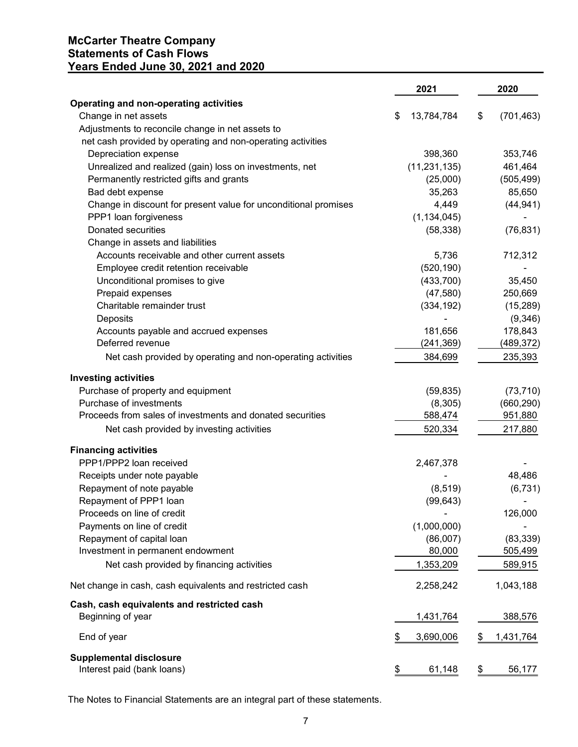# McCarter Theatre Company
## Statements of Cash Flows
## Years Ended June 30, 2021 and 2020

| | 2021 | 2020 |
|---|---|---|
| **Operating and non-operating activities** | | |
| Change in net assets | $ 13,784,784 | $ (701,463) |
| Adjustments to reconcile change in net assets to net cash provided by operating and non-operating activities | | |
| Depreciation expense | 398,360 | 353,746 |
| Unrealized and realized (gain) loss on investments, net | (11,231,135) | 461,464 |
| Permanently restricted gifts and grants | (25,000) | (505,499) |
| Bad debt expense | 35,263 | 85,650 |
| Change in discount for present value for unconditional promises | 4,449 | (44,941) |
| PPP1 loan forgiveness | (1,134,045) | - |
| Donated securities | (58,338) | (76,831) |
| Change in assets and liabilities | | |
| Accounts receivable and other current assets | 5,736 | 712,312 |
| Employee credit retention receivable | (520,190) | - |
| Unconditional promises to give | (433,700) | 35,450 |
| Prepaid expenses | (47,580) | 250,669 |
| Charitable remainder trust | (334,192) | (15,289) |
| Deposits | - | (9,346) |
| Accounts payable and accrued expenses | 181,656 | 178,843 |
| Deferred revenue | (241,369) | (489,372) |
| Net cash provided by operating and non-operating activities | 384,699 | 235,393 |
| **Investing activities** | | |
| Purchase of property and equipment | (59,835) | (73,710) |
| Purchase of investments | (8,305) | (660,290) |
| Proceeds from sales of investments and donated securities | 588,474 | 951,880 |
| Net cash provided by investing activities | 520,334 | 217,880 |
| **Financing activities** | | |
| PPP1/PPP2 loan received | 2,467,378 | - |
| Receipts under note payable | - | 48,486 |
| Repayment of note payable | (8,519) | (6,731) |
| Repayment of PPP1 loan | (99,643) | - |
| Proceeds on line of credit | - | 126,000 |
| Payments on line of credit | (1,000,000) | - |
| Repayment of capital loan | (86,007) | (83,339) |
| Investment in permanent endowment | 80,000 | 505,499 |
| Net cash provided by financing activities | 1,353,209 | 589,915 |
| Net change in cash, cash equivalents and restricted cash | 2,258,242 | 1,043,188 |
| **Cash, cash equivalents and restricted cash** | | |
| Beginning of year | 1,431,764 | 388,576 |
| End of year | $ 3,690,006 | $ 1,431,764 |
| **Supplemental disclosure** | | |
| Interest paid (bank loans) | $ 61,148 | $ 56,177 |

The Notes to Financial Statements are an integral part of these statements.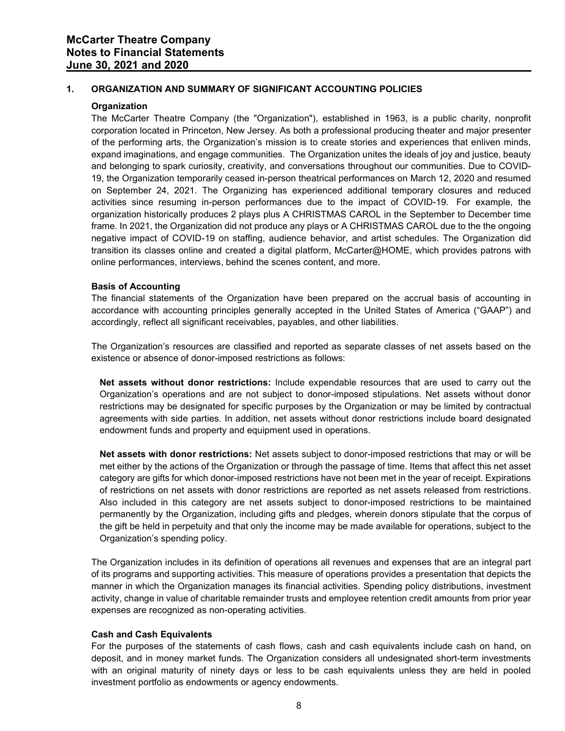# McCarter Theatre Company
# Notes to Financial Statements
# June 30, 2021 and 2020

## 1. ORGANIZATION AND SUMMARY OF SIGNIFICANT ACCOUNTING POLICIES

### Organization

The McCarter Theatre Company (the "Organization"), established in 1963, is a public charity, nonprofit corporation located in Princeton, New Jersey. As both a professional producing theater and major presenter of the performing arts, the Organization's mission is to create stories and experiences that enliven minds, expand imaginations, and engage communities. The Organization unites the ideals of joy and justice, beauty and belonging to spark curiosity, creativity, and conversations throughout our communities. Due to COVID-19, the Organization temporarily ceased in-person theatrical performances on March 12, 2020 and resumed on September 24, 2021. The Organizing has experienced additional temporary closures and reduced activities since resuming in-person performances due to the impact of COVID-19. For example, the organization historically produces 2 plays plus A CHRISTMAS CAROL in the September to December time frame. In 2021, the Organization did not produce any plays or A CHRISTMAS CAROL due to the the ongoing negative impact of COVID-19 on staffing, audience behavior, and artist schedules. The Organization did transition its classes online and created a digital platform, McCarter@HOME, which provides patrons with online performances, interviews, behind the scenes content, and more.

### Basis of Accounting

The financial statements of the Organization have been prepared on the accrual basis of accounting in accordance with accounting principles generally accepted in the United States of America ("GAAP") and accordingly, reflect all significant receivables, payables, and other liabilities.

The Organization's resources are classified and reported as separate classes of net assets based on the existence or absence of donor-imposed restrictions as follows:

**Net assets without donor restrictions:** Include expendable resources that are used to carry out the Organization's operations and are not subject to donor-imposed stipulations. Net assets without donor restrictions may be designated for specific purposes by the Organization or may be limited by contractual agreements with side parties. In addition, net assets without donor restrictions include board designated endowment funds and property and equipment used in operations.

**Net assets with donor restrictions:** Net assets subject to donor-imposed restrictions that may or will be met either by the actions of the Organization or through the passage of time. Items that affect this net asset category are gifts for which donor-imposed restrictions have not been met in the year of receipt. Expirations of restrictions on net assets with donor restrictions are reported as net assets released from restrictions. Also included in this category are net assets subject to donor-imposed restrictions to be maintained permanently by the Organization, including gifts and pledges, wherein donors stipulate that the corpus of the gift be held in perpetuity and that only the income may be made available for operations, subject to the Organization's spending policy.

The Organization includes in its definition of operations all revenues and expenses that are an integral part of its programs and supporting activities. This measure of operations provides a presentation that depicts the manner in which the Organization manages its financial activities. Spending policy distributions, investment activity, change in value of charitable remainder trusts and employee retention credit amounts from prior year expenses are recognized as non-operating activities.

### Cash and Cash Equivalents

For the purposes of the statements of cash flows, cash and cash equivalents include cash on hand, on deposit, and in money market funds. The Organization considers all undesignated short-term investments with an original maturity of ninety days or less to be cash equivalents unless they are held in pooled investment portfolio as endowments or agency endowments.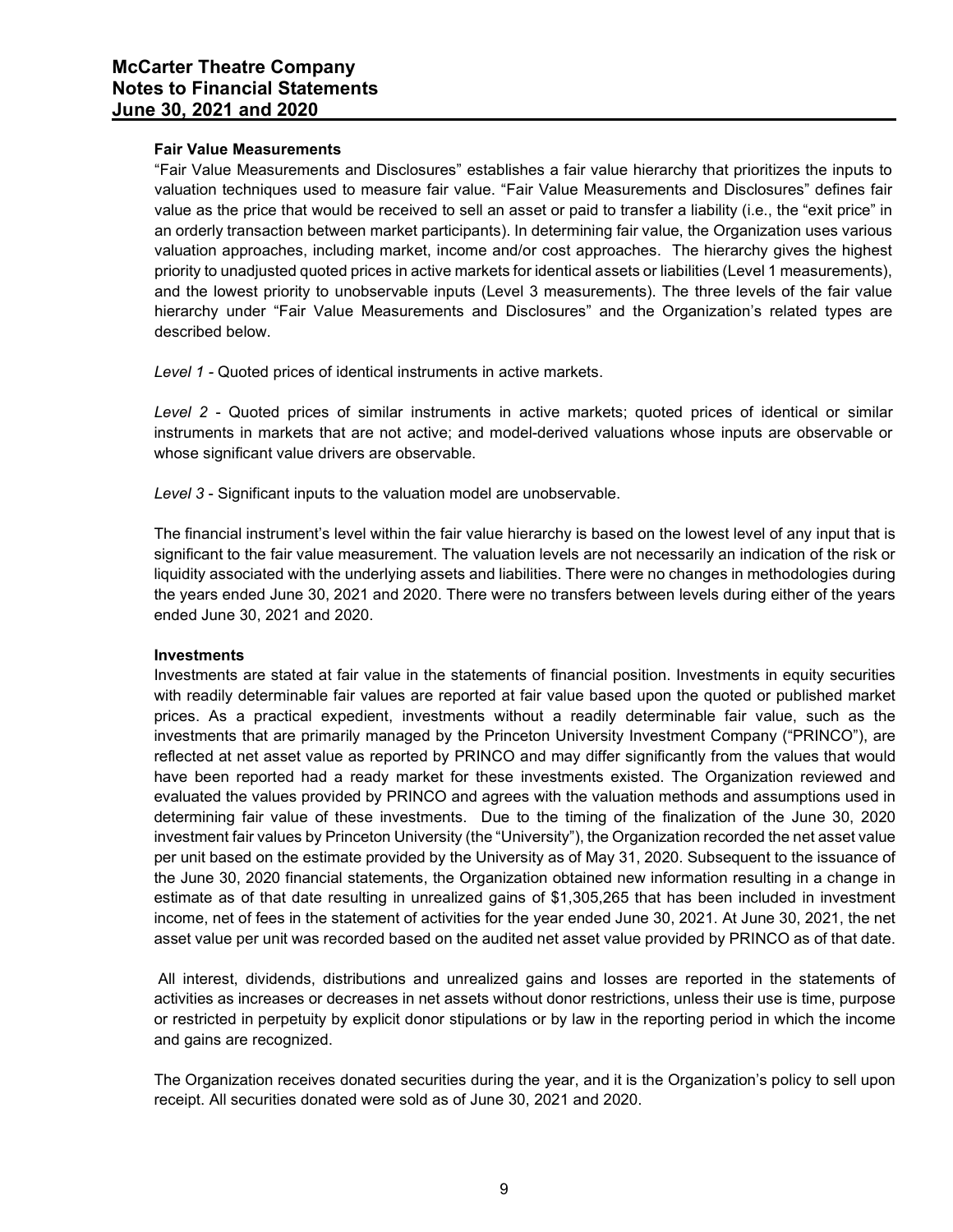### Fair Value Measurements

"Fair Value Measurements and Disclosures" establishes a fair value hierarchy that prioritizes the inputs to valuation techniques used to measure fair value. "Fair Value Measurements and Disclosures" defines fair value as the price that would be received to sell an asset or paid to transfer a liability (i.e., the "exit price" in an orderly transaction between market participants). In determining fair value, the Organization uses various valuation approaches, including market, income and/or cost approaches. The hierarchy gives the highest priority to unadjusted quoted prices in active markets for identical assets or liabilities (Level 1 measurements), and the lowest priority to unobservable inputs (Level 3 measurements). The three levels of the fair value hierarchy under "Fair Value Measurements and Disclosures" and the Organization's related types are described below.

*Level 1* - Quoted prices of identical instruments in active markets.

*Level 2* - Quoted prices of similar instruments in active markets; quoted prices of identical or similar instruments in markets that are not active; and model-derived valuations whose inputs are observable or whose significant value drivers are observable.

*Level 3* - Significant inputs to the valuation model are unobservable.

The financial instrument's level within the fair value hierarchy is based on the lowest level of any input that is significant to the fair value measurement. The valuation levels are not necessarily an indication of the risk or liquidity associated with the underlying assets and liabilities. There were no changes in methodologies during the years ended June 30, 2021 and 2020. There were no transfers between levels during either of the years ended June 30, 2021 and 2020.

### Investments

Investments are stated at fair value in the statements of financial position. Investments in equity securities with readily determinable fair values are reported at fair value based upon the quoted or published market prices. As a practical expedient, investments without a readily determinable fair value, such as the investments that are primarily managed by the Princeton University Investment Company ("PRINCO"), are reflected at net asset value as reported by PRINCO and may differ significantly from the values that would have been reported had a ready market for these investments existed. The Organization reviewed and evaluated the values provided by PRINCO and agrees with the valuation methods and assumptions used in determining fair value of these investments. Due to the timing of the finalization of the June 30, 2020 investment fair values by Princeton University (the "University"), the Organization recorded the net asset value per unit based on the estimate provided by the University as of May 31, 2020. Subsequent to the issuance of the June 30, 2020 financial statements, the Organization obtained new information resulting in a change in estimate as of that date resulting in unrealized gains of $1,305,265 that has been included in investment income, net of fees in the statement of activities for the year ended June 30, 2021. At June 30, 2021, the net asset value per unit was recorded based on the audited net asset value provided by PRINCO as of that date.

All interest, dividends, distributions and unrealized gains and losses are reported in the statements of activities as increases or decreases in net assets without donor restrictions, unless their use is time, purpose or restricted in perpetuity by explicit donor stipulations or by law in the reporting period in which the income and gains are recognized.

The Organization receives donated securities during the year, and it is the Organization's policy to sell upon receipt. All securities donated were sold as of June 30, 2021 and 2020.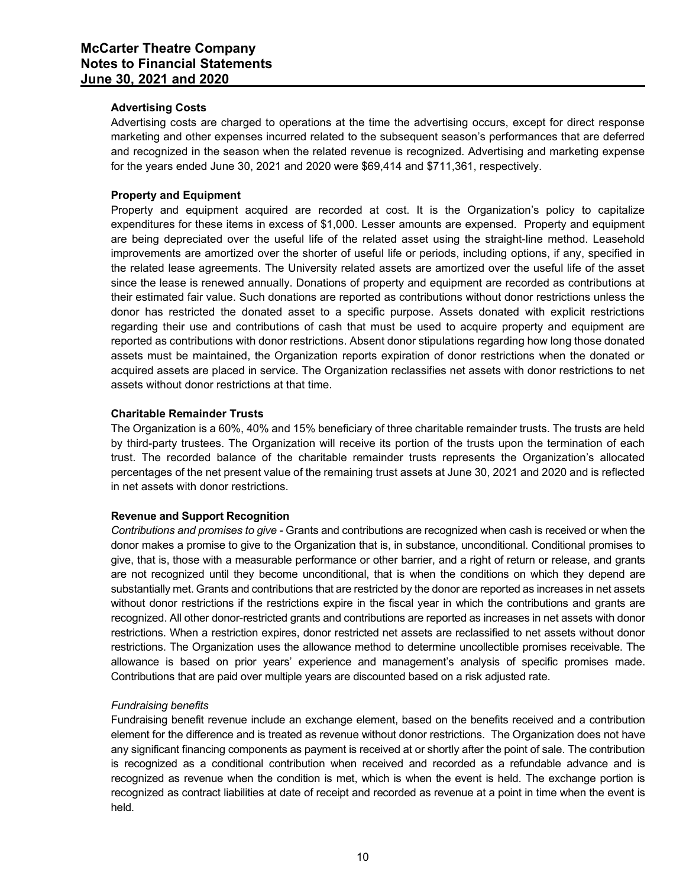### Advertising Costs

Advertising costs are charged to operations at the time the advertising occurs, except for direct response marketing and other expenses incurred related to the subsequent season's performances that are deferred and recognized in the season when the related revenue is recognized. Advertising and marketing expense for the years ended June 30, 2021 and 2020 were $69,414 and $711,361, respectively.

### Property and Equipment

Property and equipment acquired are recorded at cost. It is the Organization's policy to capitalize expenditures for these items in excess of $1,000. Lesser amounts are expensed. Property and equipment are being depreciated over the useful life of the related asset using the straight-line method. Leasehold improvements are amortized over the shorter of useful life or periods, including options, if any, specified in the related lease agreements. The University related assets are amortized over the useful life of the asset since the lease is renewed annually. Donations of property and equipment are recorded as contributions at their estimated fair value. Such donations are reported as contributions without donor restrictions unless the donor has restricted the donated asset to a specific purpose. Assets donated with explicit restrictions regarding their use and contributions of cash that must be used to acquire property and equipment are reported as contributions with donor restrictions. Absent donor stipulations regarding how long those donated assets must be maintained, the Organization reports expiration of donor restrictions when the donated or acquired assets are placed in service. The Organization reclassifies net assets with donor restrictions to net assets without donor restrictions at that time.

### Charitable Remainder Trusts

The Organization is a 60%, 40% and 15% beneficiary of three charitable remainder trusts. The trusts are held by third-party trustees. The Organization will receive its portion of the trusts upon the termination of each trust. The recorded balance of the charitable remainder trusts represents the Organization's allocated percentages of the net present value of the remaining trust assets at June 30, 2021 and 2020 and is reflected in net assets with donor restrictions.

### Revenue and Support Recognition

*Contributions and promises to give* - Grants and contributions are recognized when cash is received or when the donor makes a promise to give to the Organization that is, in substance, unconditional. Conditional promises to give, that is, those with a measurable performance or other barrier, and a right of return or release, and grants are not recognized until they become unconditional, that is when the conditions on which they depend are substantially met. Grants and contributions that are restricted by the donor are reported as increases in net assets without donor restrictions if the restrictions expire in the fiscal year in which the contributions and grants are recognized. All other donor-restricted grants and contributions are reported as increases in net assets with donor restrictions. When a restriction expires, donor restricted net assets are reclassified to net assets without donor restrictions. The Organization uses the allowance method to determine uncollectible promises receivable. The allowance is based on prior years' experience and management's analysis of specific promises made. Contributions that are paid over multiple years are discounted based on a risk adjusted rate.

*Fundraising benefits*

Fundraising benefit revenue include an exchange element, based on the benefits received and a contribution element for the difference and is treated as revenue without donor restrictions. The Organization does not have any significant financing components as payment is received at or shortly after the point of sale. The contribution is recognized as a conditional contribution when received and recorded as a refundable advance and is recognized as revenue when the condition is met, which is when the event is held. The exchange portion is recognized as contract liabilities at date of receipt and recorded as revenue at a point in time when the event is held.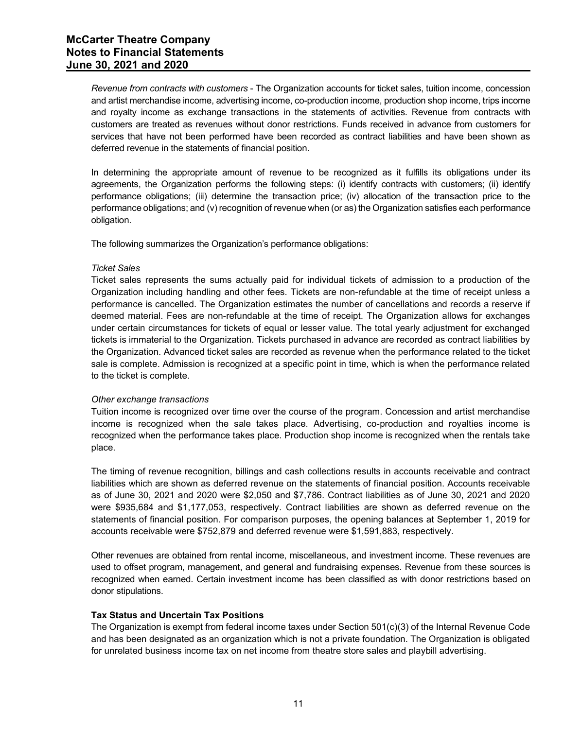*Revenue from contracts with customers* - The Organization accounts for ticket sales, tuition income, concession and artist merchandise income, advertising income, co-production income, production shop income, trips income and royalty income as exchange transactions in the statements of activities. Revenue from contracts with customers are treated as revenues without donor restrictions. Funds received in advance from customers for services that have not been performed have been recorded as contract liabilities and have been shown as deferred revenue in the statements of financial position.

In determining the appropriate amount of revenue to be recognized as it fulfills its obligations under its agreements, the Organization performs the following steps: (i) identify contracts with customers; (ii) identify performance obligations; (iii) determine the transaction price; (iv) allocation of the transaction price to the performance obligations; and (v) recognition of revenue when (or as) the Organization satisfies each performance obligation.

The following summarizes the Organization's performance obligations:

*Ticket Sales*

Ticket sales represents the sums actually paid for individual tickets of admission to a production of the Organization including handling and other fees. Tickets are non-refundable at the time of receipt unless a performance is cancelled. The Organization estimates the number of cancellations and records a reserve if deemed material. Fees are non-refundable at the time of receipt. The Organization allows for exchanges under certain circumstances for tickets of equal or lesser value. The total yearly adjustment for exchanged tickets is immaterial to the Organization. Tickets purchased in advance are recorded as contract liabilities by the Organization. Advanced ticket sales are recorded as revenue when the performance related to the ticket sale is complete. Admission is recognized at a specific point in time, which is when the performance related to the ticket is complete.

*Other exchange transactions*

Tuition income is recognized over time over the course of the program. Concession and artist merchandise income is recognized when the sale takes place. Advertising, co-production and royalties income is recognized when the performance takes place. Production shop income is recognized when the rentals take place.

The timing of revenue recognition, billings and cash collections results in accounts receivable and contract liabilities which are shown as deferred revenue on the statements of financial position. Accounts receivable as of June 30, 2021 and 2020 were $2,050 and $7,786. Contract liabilities as of June 30, 2021 and 2020 were $935,684 and $1,177,053, respectively. Contract liabilities are shown as deferred revenue on the statements of financial position. For comparison purposes, the opening balances at September 1, 2019 for accounts receivable were $752,879 and deferred revenue were $1,591,883, respectively.

Other revenues are obtained from rental income, miscellaneous, and investment income. These revenues are used to offset program, management, and general and fundraising expenses. Revenue from these sources is recognized when earned. Certain investment income has been classified as with donor restrictions based on donor stipulations.

**Tax Status and Uncertain Tax Positions**

The Organization is exempt from federal income taxes under Section 501(c)(3) of the Internal Revenue Code and has been designated as an organization which is not a private foundation. The Organization is obligated for unrelated business income tax on net income from theatre store sales and playbill advertising.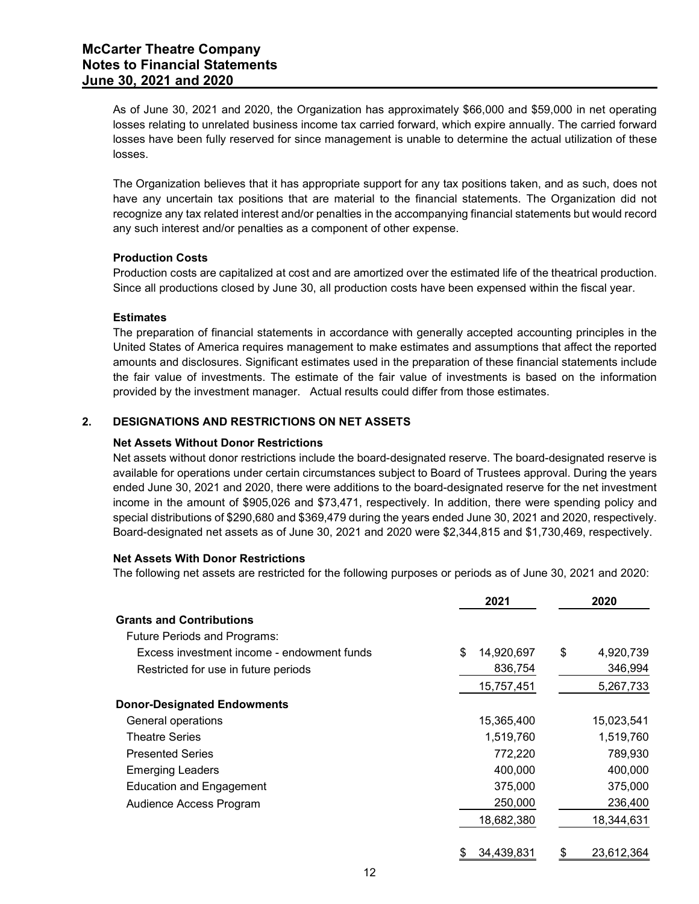As of June 30, 2021 and 2020, the Organization has approximately $66,000 and $59,000 in net operating losses relating to unrelated business income tax carried forward, which expire annually. The carried forward losses have been fully reserved for since management is unable to determine the actual utilization of these losses.

The Organization believes that it has appropriate support for any tax positions taken, and as such, does not have any uncertain tax positions that are material to the financial statements. The Organization did not recognize any tax related interest and/or penalties in the accompanying financial statements but would record any such interest and/or penalties as a component of other expense.

**Production Costs**

Production costs are capitalized at cost and are amortized over the estimated life of the theatrical production. Since all productions closed by June 30, all production costs have been expensed within the fiscal year.

**Estimates**

The preparation of financial statements in accordance with generally accepted accounting principles in the United States of America requires management to make estimates and assumptions that affect the reported amounts and disclosures. Significant estimates used in the preparation of these financial statements include the fair value of investments. The estimate of the fair value of investments is based on the information provided by the investment manager. Actual results could differ from those estimates.

## 2. DESIGNATIONS AND RESTRICTIONS ON NET ASSETS

**Net Assets Without Donor Restrictions**

Net assets without donor restrictions include the board-designated reserve. The board-designated reserve is available for operations under certain circumstances subject to Board of Trustees approval. During the years ended June 30, 2021 and 2020, there were additions to the board-designated reserve for the net investment income in the amount of $905,026 and $73,471, respectively. In addition, there were spending policy and special distributions of $290,680 and $369,479 during the years ended June 30, 2021 and 2020, respectively. Board-designated net assets as of June 30, 2021 and 2020 were $2,344,815 and $1,730,469, respectively.

**Net Assets With Donor Restrictions**

The following net assets are restricted for the following purposes or periods as of June 30, 2021 and 2020:

| | 2021 | 2020 |
|---|---|---|
| **Grants and Contributions** | | |
| Future Periods and Programs: | | |
| Excess investment income - endowment funds | $ 14,920,697 | $ 4,920,739 |
| Restricted for use in future periods | 836,754 | 346,994 |
| | 15,757,451 | 5,267,733 |
| **Donor-Designated Endowments** | | |
| General operations | 15,365,400 | 15,023,541 |
| Theatre Series | 1,519,760 | 1,519,760 |
| Presented Series | 772,220 | 789,930 |
| Emerging Leaders | 400,000 | 400,000 |
| Education and Engagement | 375,000 | 375,000 |
| Audience Access Program | 250,000 | 236,400 |
| | 18,682,380 | 18,344,631 |
| | $ 34,439,831 | $ 23,612,364 |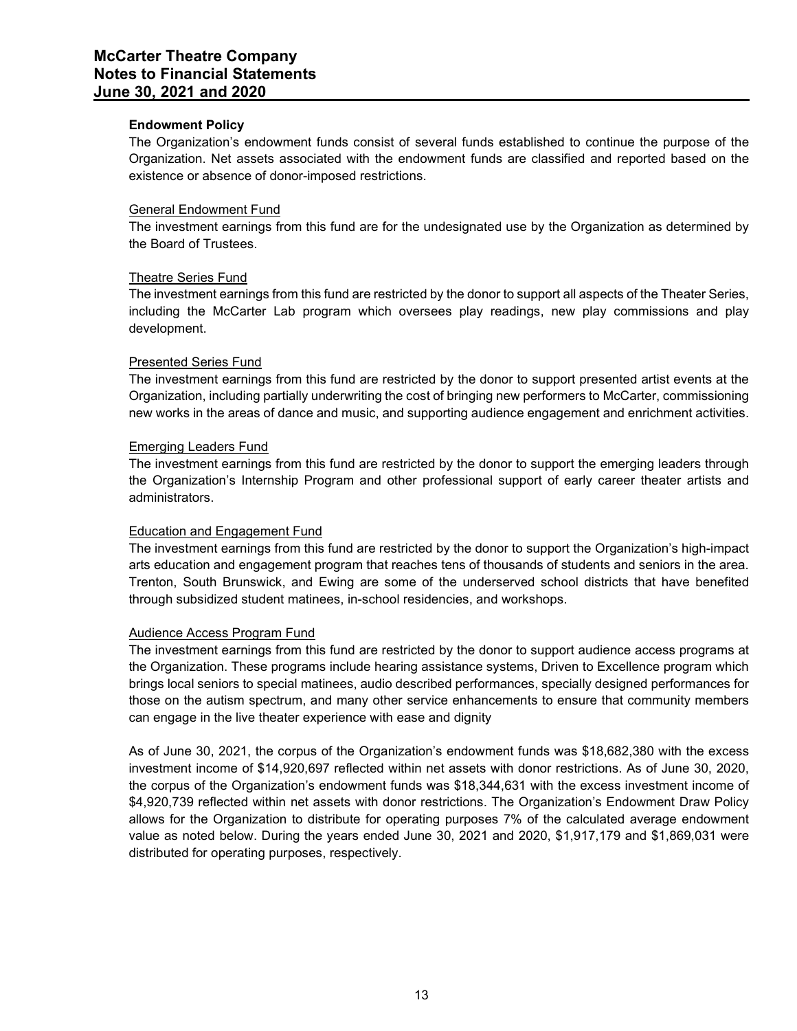### Endowment Policy

The Organization's endowment funds consist of several funds established to continue the purpose of the Organization. Net assets associated with the endowment funds are classified and reported based on the existence or absence of donor-imposed restrictions.

General Endowment Fund

The investment earnings from this fund are for the undesignated use by the Organization as determined by the Board of Trustees.

Theatre Series Fund

The investment earnings from this fund are restricted by the donor to support all aspects of the Theater Series, including the McCarter Lab program which oversees play readings, new play commissions and play development.

Presented Series Fund

The investment earnings from this fund are restricted by the donor to support presented artist events at the Organization, including partially underwriting the cost of bringing new performers to McCarter, commissioning new works in the areas of dance and music, and supporting audience engagement and enrichment activities.

Emerging Leaders Fund

The investment earnings from this fund are restricted by the donor to support the emerging leaders through the Organization's Internship Program and other professional support of early career theater artists and administrators.

Education and Engagement Fund

The investment earnings from this fund are restricted by the donor to support the Organization's high-impact arts education and engagement program that reaches tens of thousands of students and seniors in the area. Trenton, South Brunswick, and Ewing are some of the underserved school districts that have benefited through subsidized student matinees, in-school residencies, and workshops.

Audience Access Program Fund

The investment earnings from this fund are restricted by the donor to support audience access programs at the Organization. These programs include hearing assistance systems, Driven to Excellence program which brings local seniors to special matinees, audio described performances, specially designed performances for those on the autism spectrum, and many other service enhancements to ensure that community members can engage in the live theater experience with ease and dignity

As of June 30, 2021, the corpus of the Organization's endowment funds was $18,682,380 with the excess investment income of $14,920,697 reflected within net assets with donor restrictions. As of June 30, 2020, the corpus of the Organization's endowment funds was $18,344,631 with the excess investment income of $4,920,739 reflected within net assets with donor restrictions. The Organization's Endowment Draw Policy allows for the Organization to distribute for operating purposes 7% of the calculated average endowment value as noted below. During the years ended June 30, 2021 and 2020, $1,917,179 and $1,869,031 were distributed for operating purposes, respectively.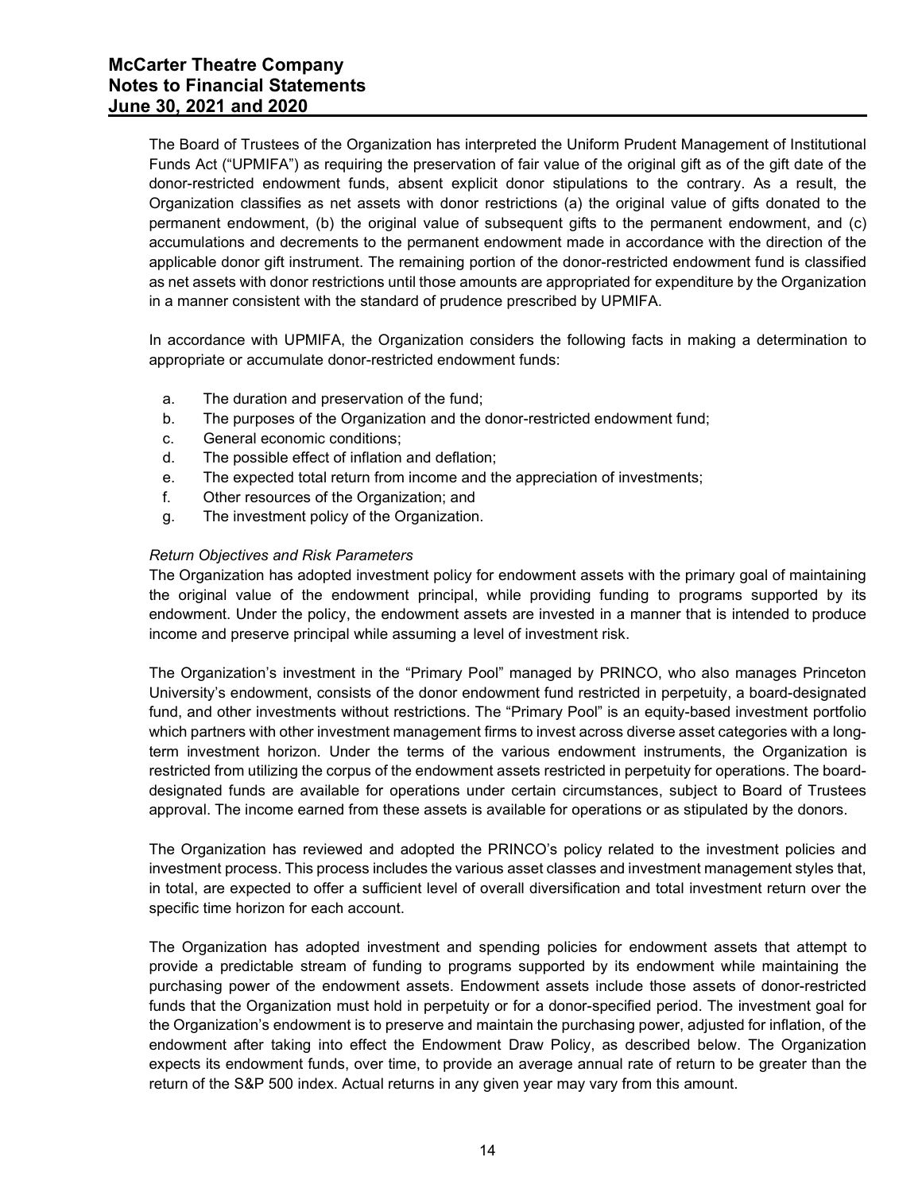The Board of Trustees of the Organization has interpreted the Uniform Prudent Management of Institutional Funds Act ("UPMIFA") as requiring the preservation of fair value of the original gift as of the gift date of the donor-restricted endowment funds, absent explicit donor stipulations to the contrary. As a result, the Organization classifies as net assets with donor restrictions (a) the original value of gifts donated to the permanent endowment, (b) the original value of subsequent gifts to the permanent endowment, and (c) accumulations and decrements to the permanent endowment made in accordance with the direction of the applicable donor gift instrument. The remaining portion of the donor-restricted endowment fund is classified as net assets with donor restrictions until those amounts are appropriated for expenditure by the Organization in a manner consistent with the standard of prudence prescribed by UPMIFA.

In accordance with UPMIFA, the Organization considers the following facts in making a determination to appropriate or accumulate donor-restricted endowment funds:

a. The duration and preservation of the fund;
b. The purposes of the Organization and the donor-restricted endowment fund;
c. General economic conditions;
d. The possible effect of inflation and deflation;
e. The expected total return from income and the appreciation of investments;
f. Other resources of the Organization; and
g. The investment policy of the Organization.

*Return Objectives and Risk Parameters*

The Organization has adopted investment policy for endowment assets with the primary goal of maintaining the original value of the endowment principal, while providing funding to programs supported by its endowment. Under the policy, the endowment assets are invested in a manner that is intended to produce income and preserve principal while assuming a level of investment risk.

The Organization's investment in the "Primary Pool" managed by PRINCO, who also manages Princeton University's endowment, consists of the donor endowment fund restricted in perpetuity, a board-designated fund, and other investments without restrictions. The "Primary Pool" is an equity-based investment portfolio which partners with other investment management firms to invest across diverse asset categories with a long-term investment horizon. Under the terms of the various endowment instruments, the Organization is restricted from utilizing the corpus of the endowment assets restricted in perpetuity for operations. The board-designated funds are available for operations under certain circumstances, subject to Board of Trustees approval. The income earned from these assets is available for operations or as stipulated by the donors.

The Organization has reviewed and adopted the PRINCO's policy related to the investment policies and investment process. This process includes the various asset classes and investment management styles that, in total, are expected to offer a sufficient level of overall diversification and total investment return over the specific time horizon for each account.

The Organization has adopted investment and spending policies for endowment assets that attempt to provide a predictable stream of funding to programs supported by its endowment while maintaining the purchasing power of the endowment assets. Endowment assets include those assets of donor-restricted funds that the Organization must hold in perpetuity or for a donor-specified period. The investment goal for the Organization's endowment is to preserve and maintain the purchasing power, adjusted for inflation, of the endowment after taking into effect the Endowment Draw Policy, as described below. The Organization expects its endowment funds, over time, to provide an average annual rate of return to be greater than the return of the S&P 500 index. Actual returns in any given year may vary from this amount.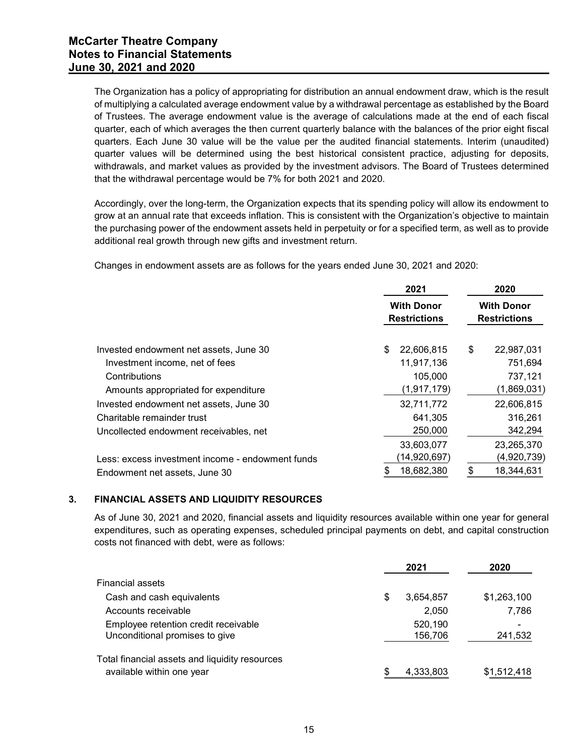The Organization has a policy of appropriating for distribution an annual endowment draw, which is the result of multiplying a calculated average endowment value by a withdrawal percentage as established by the Board of Trustees. The average endowment value is the average of calculations made at the end of each fiscal quarter, each of which averages the then current quarterly balance with the balances of the prior eight fiscal quarters. Each June 30 value will be the value per the audited financial statements. Interim (unaudited) quarter values will be determined using the best historical consistent practice, adjusting for deposits, withdrawals, and market values as provided by the investment advisors. The Board of Trustees determined that the withdrawal percentage would be 7% for both 2021 and 2020.

Accordingly, over the long-term, the Organization expects that its spending policy will allow its endowment to grow at an annual rate that exceeds inflation. This is consistent with the Organization's objective to maintain the purchasing power of the endowment assets held in perpetuity or for a specified term, as well as to provide additional real growth through new gifts and investment return.

Changes in endowment assets are as follows for the years ended June 30, 2021 and 2020:

| | 2021 | 2020 |
|---|---|---|
| | With Donor Restrictions | With Donor Restrictions |
| Invested endowment net assets, June 30 | $ 22,606,815 | $ 22,987,031 |
| Investment income, net of fees | 11,917,136 | 751,694 |
| Contributions | 105,000 | 737,121 |
| Amounts appropriated for expenditure | (1,917,179) | (1,869,031) |
| Invested endowment net assets, June 30 | 32,711,772 | 22,606,815 |
| Charitable remainder trust | 641,305 | 316,261 |
| Uncollected endowment receivables, net | 250,000 | 342,294 |
| | 33,603,077 | 23,265,370 |
| Less: excess investment income - endowment funds | (14,920,697) | (4,920,739) |
| Endowment net assets, June 30 | $ 18,682,380 | $ 18,344,631 |

## 3. FINANCIAL ASSETS AND LIQUIDITY RESOURCES

As of June 30, 2021 and 2020, financial assets and liquidity resources available within one year for general expenditures, such as operating expenses, scheduled principal payments on debt, and capital construction costs not financed with debt, were as follows:

| | 2021 | 2020 |
|---|---|---|
| Financial assets | | |
| Cash and cash equivalents | $ 3,654,857 | $1,263,100 |
| Accounts receivable | 2,050 | 7,786 |
| Employee retention credit receivable | 520,190 | - |
| Unconditional promises to give | 156,706 | 241,532 |
| Total financial assets and liquidity resources available within one year | $ 4,333,803 | $1,512,418 |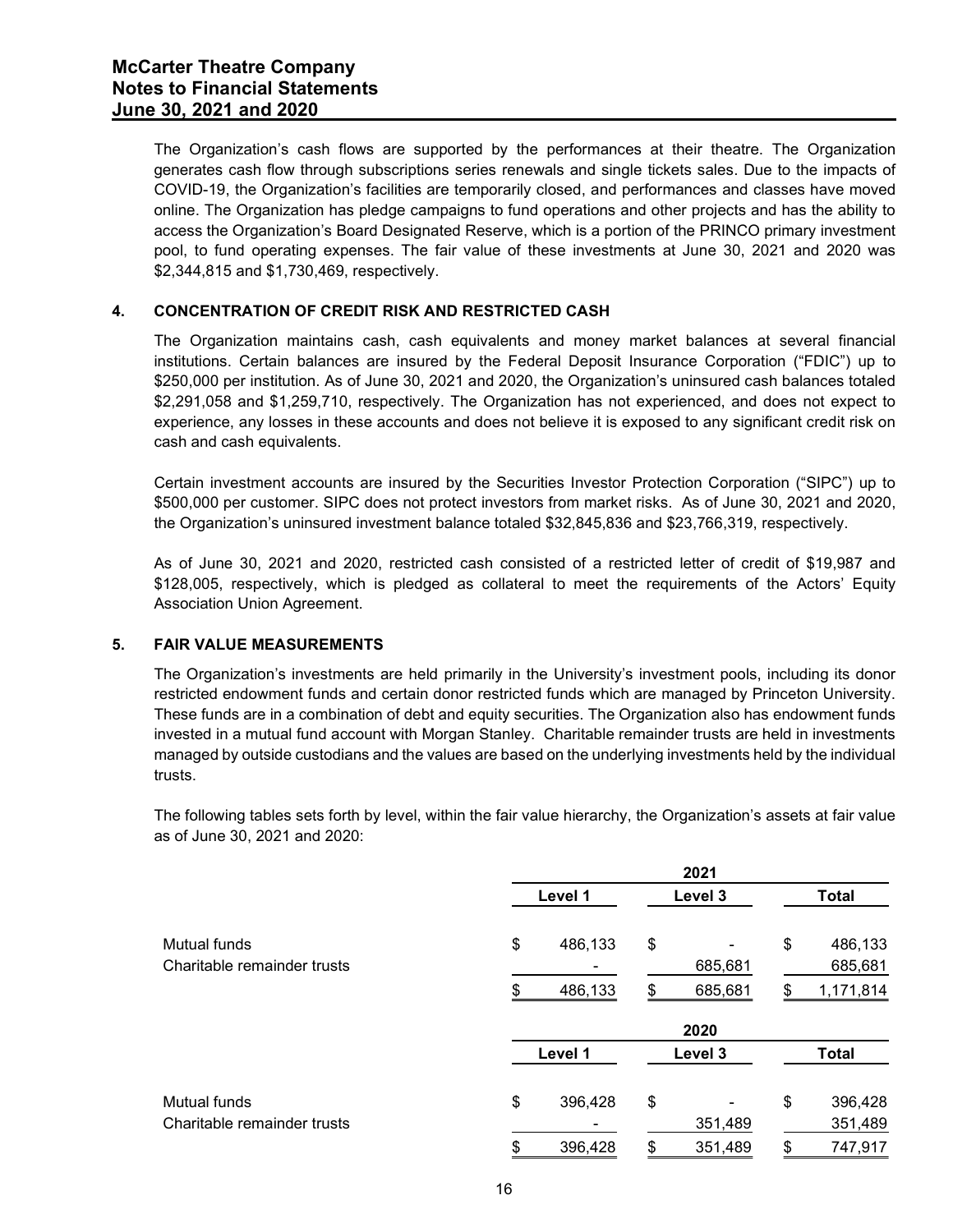The Organization's cash flows are supported by the performances at their theatre. The Organization generates cash flow through subscriptions series renewals and single tickets sales. Due to the impacts of COVID-19, the Organization's facilities are temporarily closed, and performances and classes have moved online. The Organization has pledge campaigns to fund operations and other projects and has the ability to access the Organization's Board Designated Reserve, which is a portion of the PRINCO primary investment pool, to fund operating expenses. The fair value of these investments at June 30, 2021 and 2020 was $2,344,815 and $1,730,469, respectively.

## 4. CONCENTRATION OF CREDIT RISK AND RESTRICTED CASH

The Organization maintains cash, cash equivalents and money market balances at several financial institutions. Certain balances are insured by the Federal Deposit Insurance Corporation ("FDIC") up to $250,000 per institution. As of June 30, 2021 and 2020, the Organization's uninsured cash balances totaled $2,291,058 and $1,259,710, respectively. The Organization has not experienced, and does not expect to experience, any losses in these accounts and does not believe it is exposed to any significant credit risk on cash and cash equivalents.

Certain investment accounts are insured by the Securities Investor Protection Corporation ("SIPC") up to $500,000 per customer. SIPC does not protect investors from market risks. As of June 30, 2021 and 2020, the Organization's uninsured investment balance totaled $32,845,836 and $23,766,319, respectively.

As of June 30, 2021 and 2020, restricted cash consisted of a restricted letter of credit of $19,987 and $128,005, respectively, which is pledged as collateral to meet the requirements of the Actors' Equity Association Union Agreement.

## 5. FAIR VALUE MEASUREMENTS

The Organization's investments are held primarily in the University's investment pools, including its donor restricted endowment funds and certain donor restricted funds which are managed by Princeton University. These funds are in a combination of debt and equity securities. The Organization also has endowment funds invested in a mutual fund account with Morgan Stanley. Charitable remainder trusts are held in investments managed by outside custodians and the values are based on the underlying investments held by the individual trusts.

The following tables sets forth by level, within the fair value hierarchy, the Organization's assets at fair value as of June 30, 2021 and 2020:

| | 2021 | | |
|---|---|---|---|
| | Level 1 | Level 3 | Total |
| Mutual funds | $ 486,133 | $ - | $ 486,133 |
| Charitable remainder trusts | - | 685,681 | 685,681 |
| | $ 486,133 | $ 685,681 | $ 1,171,814 |

| | 2020 | | |
|---|---|---|---|
| | Level 1 | Level 3 | Total |
| Mutual funds | $ 396,428 | $ - | $ 396,428 |
| Charitable remainder trusts | - | 351,489 | 351,489 |
| | $ 396,428 | $ 351,489 | $ 747,917 |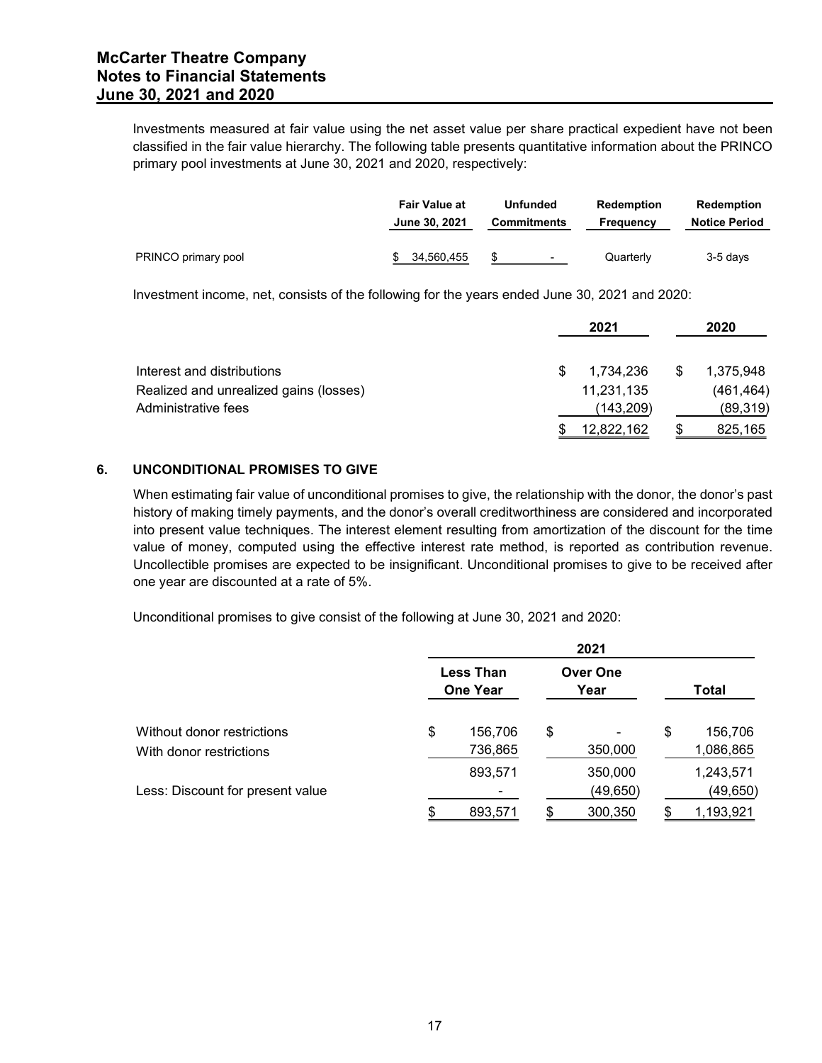Investments measured at fair value using the net asset value per share practical expedient have not been classified in the fair value hierarchy. The following table presents quantitative information about the PRINCO primary pool investments at June 30, 2021 and 2020, respectively:

| | Fair Value at June 30, 2021 | Unfunded Commitments | Redemption Frequency | Redemption Notice Period |
|---|---|---|---|---|
| PRINCO primary pool | $ 34,560,455 | $ - | Quarterly | 3-5 days |

Investment income, net, consists of the following for the years ended June 30, 2021 and 2020:

| | 2021 | 2020 |
|---|---|---|
| Interest and distributions | $ 1,734,236 | $ 1,375,948 |
| Realized and unrealized gains (losses) | 11,231,135 | (461,464) |
| Administrative fees | (143,209) | (89,319) |
| | $ 12,822,162 | $ 825,165 |

## 6. UNCONDITIONAL PROMISES TO GIVE

When estimating fair value of unconditional promises to give, the relationship with the donor, the donor's past history of making timely payments, and the donor's overall creditworthiness are considered and incorporated into present value techniques. The interest element resulting from amortization of the discount for the time value of money, computed using the effective interest rate method, is reported as contribution revenue. Uncollectible promises are expected to be insignificant. Unconditional promises to give to be received after one year are discounted at a rate of 5%.

Unconditional promises to give consist of the following at June 30, 2021 and 2020:

| | 2021 | | |
|---|---|---|---|
| | Less Than One Year | Over One Year | Total |
| Without donor restrictions | $ 156,706 | $ - | $ 156,706 |
| With donor restrictions | 736,865 | 350,000 | 1,086,865 |
| | 893,571 | 350,000 | 1,243,571 |
| Less: Discount for present value | - | (49,650) | (49,650) |
| | $ 893,571 | $ 300,350 | $ 1,193,921 |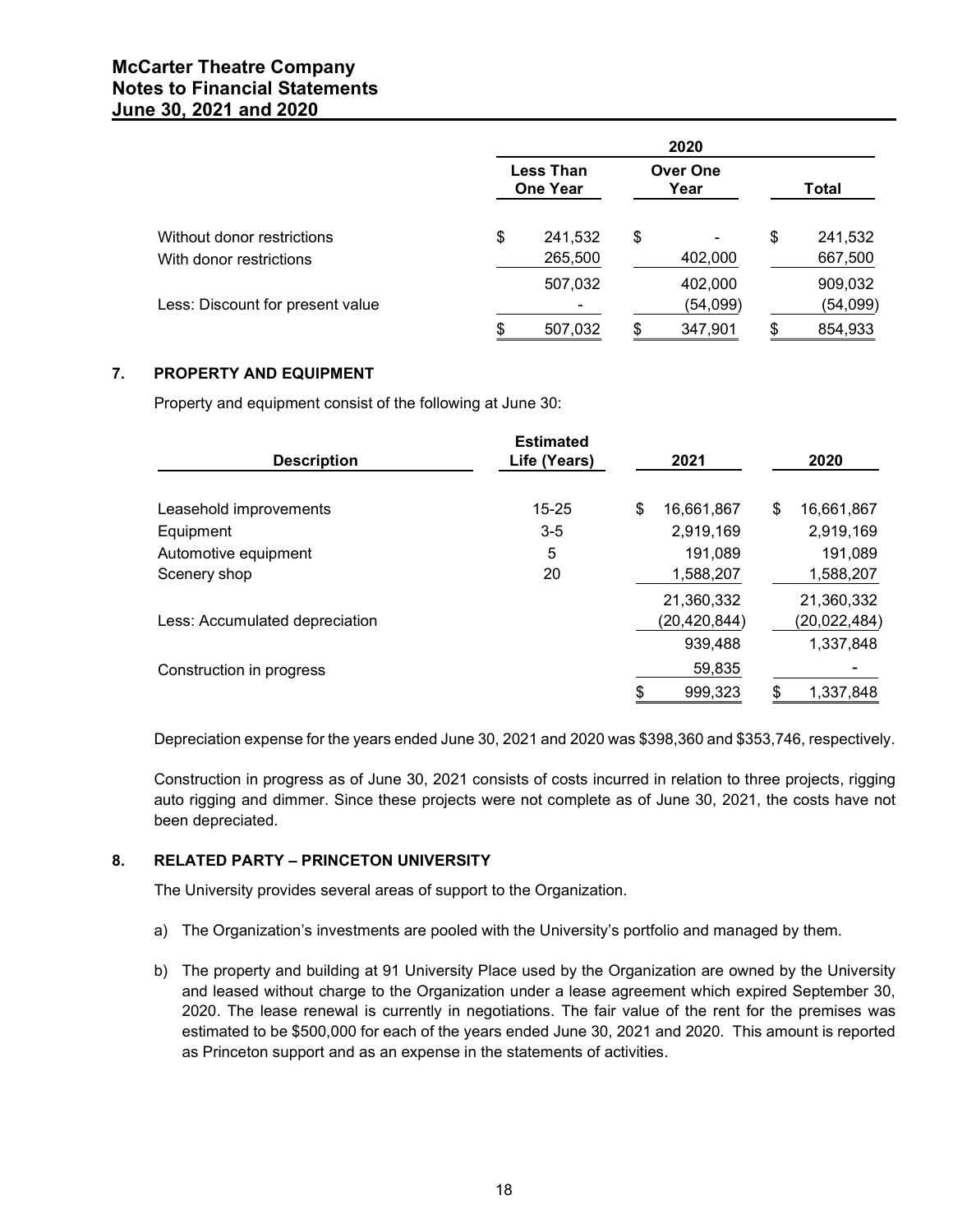| | 2020 | | |
|---|---|---|---|
| | Less Than One Year | Over One Year | Total |
| Without donor restrictions | $ 241,532 | $ - | $ 241,532 |
| With donor restrictions | 265,500 | 402,000 | 667,500 |
| | 507,032 | 402,000 | 909,032 |
| Less: Discount for present value | - | (54,099) | (54,099) |
| | $ 507,032 | $ 347,901 | $ 854,933 |

## 7. PROPERTY AND EQUIPMENT

Property and equipment consist of the following at June 30:

| Description | Estimated Life (Years) | 2021 | 2020 |
|---|---|---|---|
| Leasehold improvements | 15-25 | $ 16,661,867 | $ 16,661,867 |
| Equipment | 3-5 | 2,919,169 | 2,919,169 |
| Automotive equipment | 5 | 191,089 | 191,089 |
| Scenery shop | 20 | 1,588,207 | 1,588,207 |
| | | 21,360,332 | 21,360,332 |
| Less: Accumulated depreciation | | (20,420,844) | (20,022,484) |
| | | 939,488 | 1,337,848 |
| Construction in progress | | 59,835 | - |
| | | $ 999,323 | $ 1,337,848 |

Depreciation expense for the years ended June 30, 2021 and 2020 was $398,360 and $353,746, respectively.

Construction in progress as of June 30, 2021 consists of costs incurred in relation to three projects, rigging auto rigging and dimmer. Since these projects were not complete as of June 30, 2021, the costs have not been depreciated.

## 8. RELATED PARTY – PRINCETON UNIVERSITY

The University provides several areas of support to the Organization.

a) The Organization's investments are pooled with the University's portfolio and managed by them.

b) The property and building at 91 University Place used by the Organization are owned by the University and leased without charge to the Organization under a lease agreement which expired September 30, 2020. The lease renewal is currently in negotiations. The fair value of the rent for the premises was estimated to be $500,000 for each of the years ended June 30, 2021 and 2020. This amount is reported as Princeton support and as an expense in the statements of activities.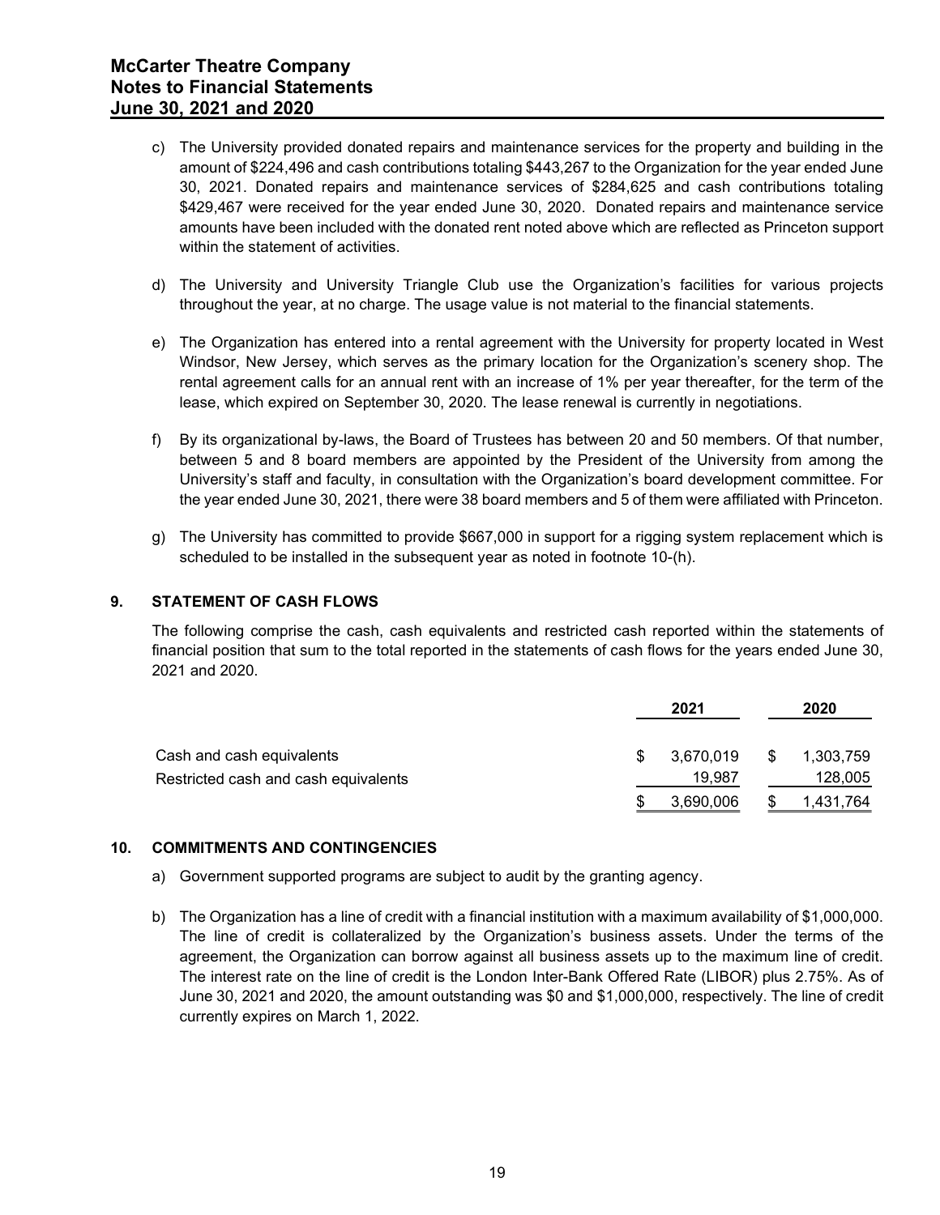c) The University provided donated repairs and maintenance services for the property and building in the amount of $224,496 and cash contributions totaling $443,267 to the Organization for the year ended June 30, 2021. Donated repairs and maintenance services of $284,625 and cash contributions totaling $429,467 were received for the year ended June 30, 2020. Donated repairs and maintenance service amounts have been included with the donated rent noted above which are reflected as Princeton support within the statement of activities.

d) The University and University Triangle Club use the Organization's facilities for various projects throughout the year, at no charge. The usage value is not material to the financial statements.

e) The Organization has entered into a rental agreement with the University for property located in West Windsor, New Jersey, which serves as the primary location for the Organization's scenery shop. The rental agreement calls for an annual rent with an increase of 1% per year thereafter, for the term of the lease, which expired on September 30, 2020. The lease renewal is currently in negotiations.

f) By its organizational by-laws, the Board of Trustees has between 20 and 50 members. Of that number, between 5 and 8 board members are appointed by the President of the University from among the University's staff and faculty, in consultation with the Organization's board development committee. For the year ended June 30, 2021, there were 38 board members and 5 of them were affiliated with Princeton.

g) The University has committed to provide $667,000 in support for a rigging system replacement which is scheduled to be installed in the subsequent year as noted in footnote 10-(h).

## 9. STATEMENT OF CASH FLOWS

The following comprise the cash, cash equivalents and restricted cash reported within the statements of financial position that sum to the total reported in the statements of cash flows for the years ended June 30, 2021 and 2020.

| | 2021 | 2020 |
|---|---|---|
| Cash and cash equivalents | $ 3,670,019 | $ 1,303,759 |
| Restricted cash and cash equivalents | 19,987 | 128,005 |
| | $ 3,690,006 | $ 1,431,764 |

## 10. COMMITMENTS AND CONTINGENCIES

a) Government supported programs are subject to audit by the granting agency.

b) The Organization has a line of credit with a financial institution with a maximum availability of $1,000,000. The line of credit is collateralized by the Organization's business assets. Under the terms of the agreement, the Organization can borrow against all business assets up to the maximum line of credit. The interest rate on the line of credit is the London Inter-Bank Offered Rate (LIBOR) plus 2.75%. As of June 30, 2021 and 2020, the amount outstanding was $0 and $1,000,000, respectively. The line of credit currently expires on March 1, 2022.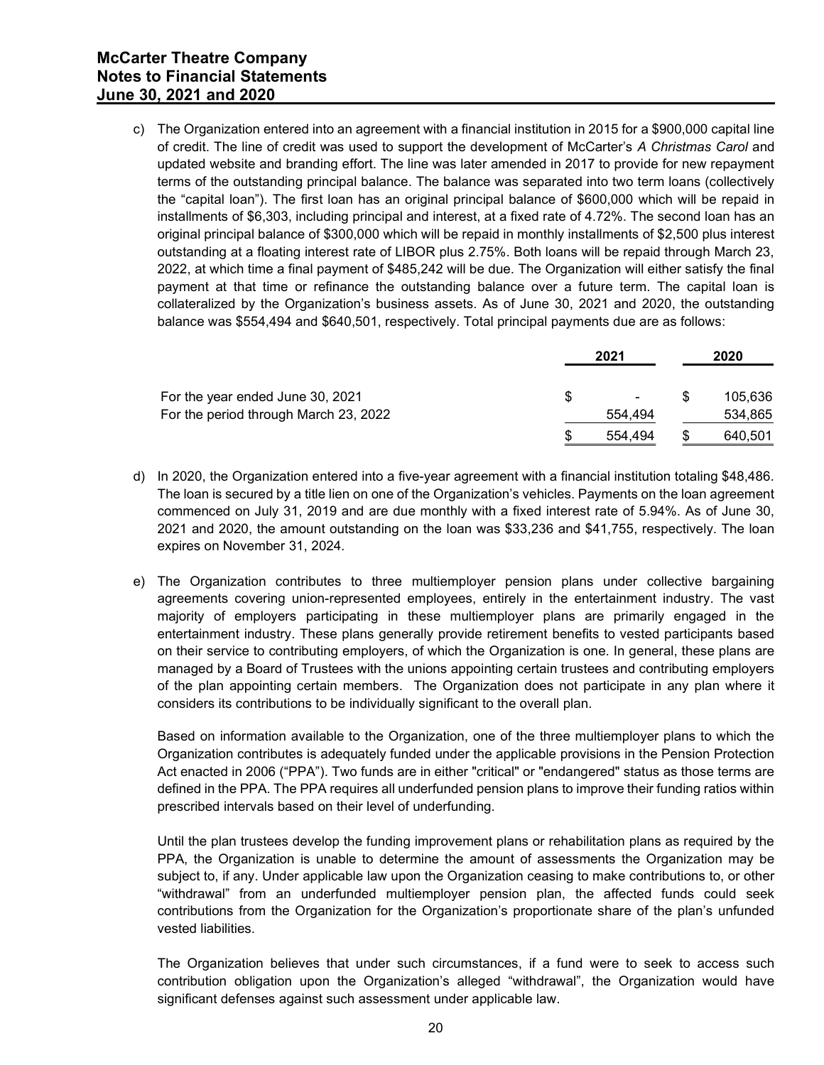**McCarter Theatre Company**
**Notes to Financial Statements**
**June 30, 2021 and 2020**

c) The Organization entered into an agreement with a financial institution in 2015 for a $900,000 capital line of credit. The line of credit was used to support the development of McCarter's *A Christmas Carol* and updated website and branding effort. The line was later amended in 2017 to provide for new repayment terms of the outstanding principal balance. The balance was separated into two term loans (collectively the "capital loan"). The first loan has an original principal balance of $600,000 which will be repaid in installments of $6,303, including principal and interest, at a fixed rate of 4.72%. The second loan has an original principal balance of $300,000 which will be repaid in monthly installments of $2,500 plus interest outstanding at a floating interest rate of LIBOR plus 2.75%. Both loans will be repaid through March 23, 2022, at which time a final payment of $485,242 will be due. The Organization will either satisfy the final payment at that time or refinance the outstanding balance over a future term. The capital loan is collateralized by the Organization's business assets. As of June 30, 2021 and 2020, the outstanding balance was $554,494 and $640,501, respectively. Total principal payments due are as follows:

| | 2021 | 2020 |
|---|---|---|
| For the year ended June 30, 2021 | $ - | $ 105,636 |
| For the period through March 23, 2022 | 554,494 | 534,865 |
| | $ 554,494 | $ 640,501 |

d) In 2020, the Organization entered into a five-year agreement with a financial institution totaling $48,486. The loan is secured by a title lien on one of the Organization's vehicles. Payments on the loan agreement commenced on July 31, 2019 and are due monthly with a fixed interest rate of 5.94%. As of June 30, 2021 and 2020, the amount outstanding on the loan was $33,236 and $41,755, respectively. The loan expires on November 31, 2024.

e) The Organization contributes to three multiemployer pension plans under collective bargaining agreements covering union-represented employees, entirely in the entertainment industry. The vast majority of employers participating in these multiemployer plans are primarily engaged in the entertainment industry. These plans generally provide retirement benefits to vested participants based on their service to contributing employers, of which the Organization is one. In general, these plans are managed by a Board of Trustees with the unions appointing certain trustees and contributing employers of the plan appointing certain members. The Organization does not participate in any plan where it considers its contributions to be individually significant to the overall plan.

Based on information available to the Organization, one of the three multiemployer plans to which the Organization contributes is adequately funded under the applicable provisions in the Pension Protection Act enacted in 2006 ("PPA"). Two funds are in either "critical" or "endangered" status as those terms are defined in the PPA. The PPA requires all underfunded pension plans to improve their funding ratios within prescribed intervals based on their level of underfunding.

Until the plan trustees develop the funding improvement plans or rehabilitation plans as required by the PPA, the Organization is unable to determine the amount of assessments the Organization may be subject to, if any. Under applicable law upon the Organization ceasing to make contributions to, or other "withdrawal" from an underfunded multiemployer pension plan, the affected funds could seek contributions from the Organization for the Organization's proportionate share of the plan's unfunded vested liabilities.

The Organization believes that under such circumstances, if a fund were to seek to access such contribution obligation upon the Organization's alleged "withdrawal", the Organization would have significant defenses against such assessment under applicable law.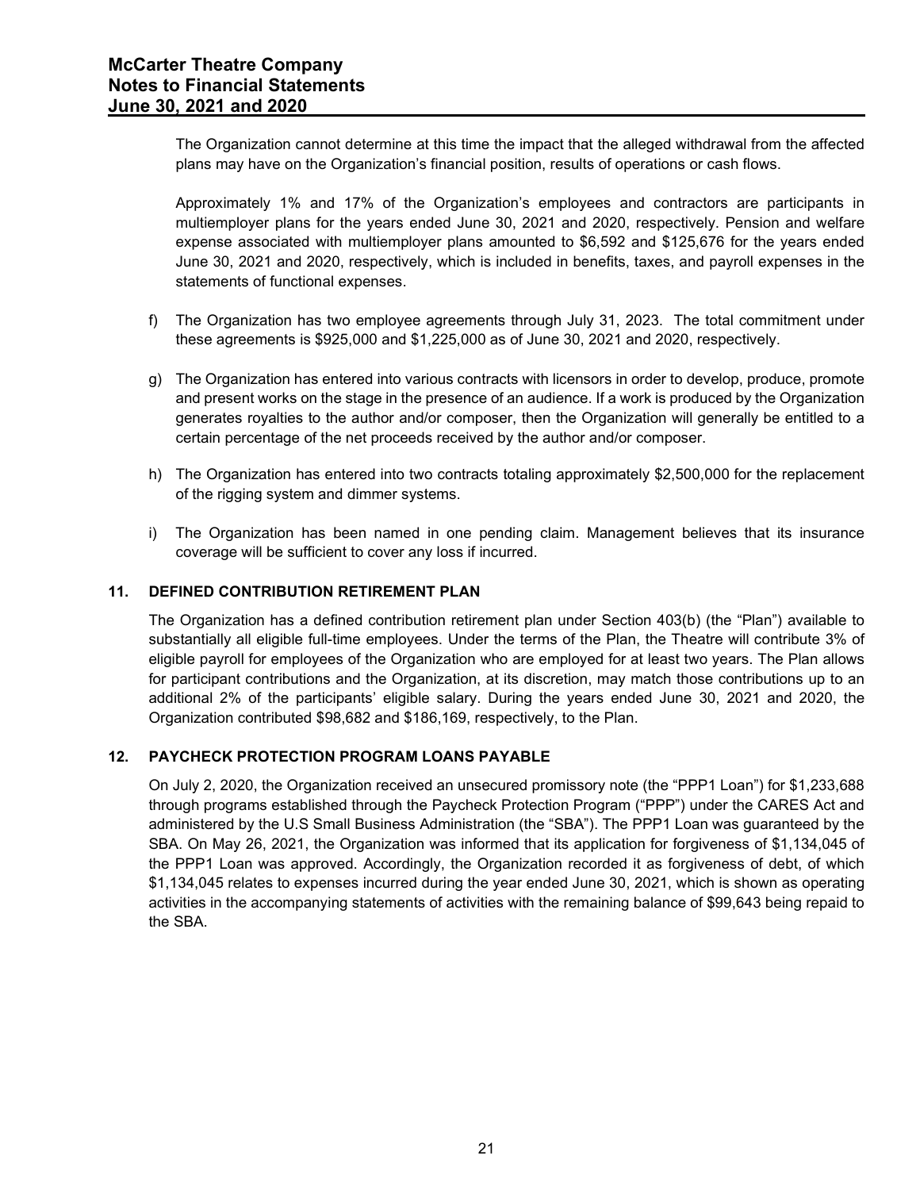The Organization cannot determine at this time the impact that the alleged withdrawal from the affected plans may have on the Organization's financial position, results of operations or cash flows.

Approximately 1% and 17% of the Organization's employees and contractors are participants in multiemployer plans for the years ended June 30, 2021 and 2020, respectively. Pension and welfare expense associated with multiemployer plans amounted to $6,592 and $125,676 for the years ended June 30, 2021 and 2020, respectively, which is included in benefits, taxes, and payroll expenses in the statements of functional expenses.

f) The Organization has two employee agreements through July 31, 2023. The total commitment under these agreements is $925,000 and $1,225,000 as of June 30, 2021 and 2020, respectively.

g) The Organization has entered into various contracts with licensors in order to develop, produce, promote and present works on the stage in the presence of an audience. If a work is produced by the Organization generates royalties to the author and/or composer, then the Organization will generally be entitled to a certain percentage of the net proceeds received by the author and/or composer.

h) The Organization has entered into two contracts totaling approximately $2,500,000 for the replacement of the rigging system and dimmer systems.

i) The Organization has been named in one pending claim. Management believes that its insurance coverage will be sufficient to cover any loss if incurred.

## 11. DEFINED CONTRIBUTION RETIREMENT PLAN

The Organization has a defined contribution retirement plan under Section 403(b) (the "Plan") available to substantially all eligible full-time employees. Under the terms of the Plan, the Theatre will contribute 3% of eligible payroll for employees of the Organization who are employed for at least two years. The Plan allows for participant contributions and the Organization, at its discretion, may match those contributions up to an additional 2% of the participants' eligible salary. During the years ended June 30, 2021 and 2020, the Organization contributed $98,682 and $186,169, respectively, to the Plan.

## 12. PAYCHECK PROTECTION PROGRAM LOANS PAYABLE

On July 2, 2020, the Organization received an unsecured promissory note (the "PPP1 Loan") for $1,233,688 through programs established through the Paycheck Protection Program ("PPP") under the CARES Act and administered by the U.S Small Business Administration (the "SBA"). The PPP1 Loan was guaranteed by the SBA. On May 26, 2021, the Organization was informed that its application for forgiveness of $1,134,045 of the PPP1 Loan was approved. Accordingly, the Organization recorded it as forgiveness of debt, of which $1,134,045 relates to expenses incurred during the year ended June 30, 2021, which is shown as operating activities in the accompanying statements of activities with the remaining balance of $99,643 being repaid to the SBA.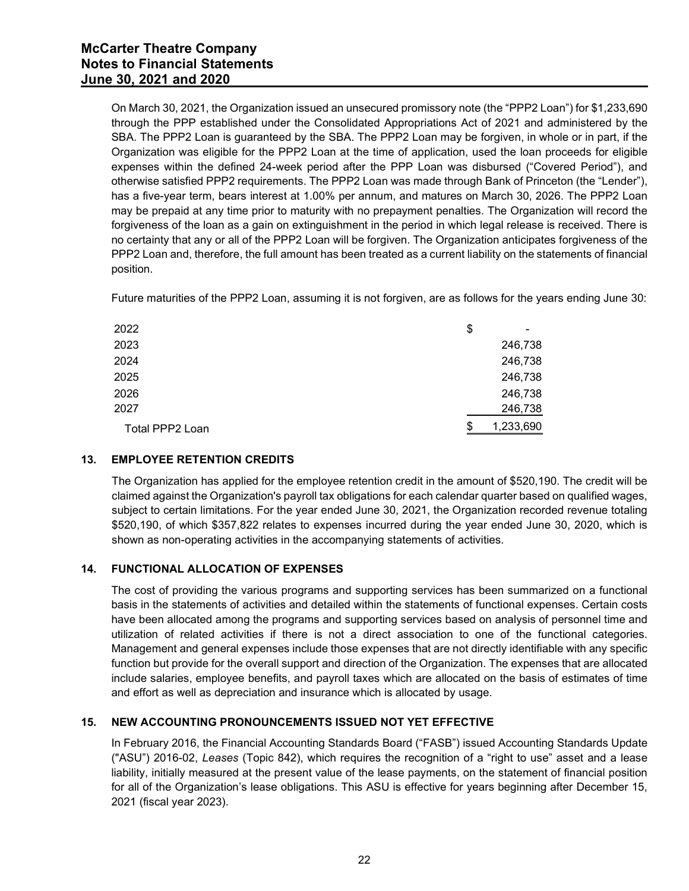On March 30, 2021, the Organization issued an unsecured promissory note (the "PPP2 Loan") for $1,233,690 through the PPP established under the Consolidated Appropriations Act of 2021 and administered by the SBA. The PPP2 Loan is guaranteed by the SBA. The PPP2 Loan may be forgiven, in whole or in part, if the Organization was eligible for the PPP2 Loan at the time of application, used the loan proceeds for eligible expenses within the defined 24-week period after the PPP Loan was disbursed ("Covered Period"), and otherwise satisfied PPP2 requirements. The PPP2 Loan was made through Bank of Princeton (the "Lender"), has a five-year term, bears interest at 1.00% per annum, and matures on March 30, 2026. The PPP2 Loan may be prepaid at any time prior to maturity with no prepayment penalties. The Organization will record the forgiveness of the loan as a gain on extinguishment in the period in which legal release is received. There is no certainty that any or all of the PPP2 Loan will be forgiven. The Organization anticipates forgiveness of the PPP2 Loan and, therefore, the full amount has been treated as a current liability on the statements of financial position.

Future maturities of the PPP2 Loan, assuming it is not forgiven, are as follows for the years ending June 30:

| | |
|---|---|
| 2022 | $ - |
| 2023 | 246,738 |
| 2024 | 246,738 |
| 2025 | 246,738 |
| 2026 | 246,738 |
| 2027 | 246,738 |
| Total PPP2 Loan | $ 1,233,690 |

## 13. EMPLOYEE RETENTION CREDITS

The Organization has applied for the employee retention credit in the amount of $520,190. The credit will be claimed against the Organization's payroll tax obligations for each calendar quarter based on qualified wages, subject to certain limitations. For the year ended June 30, 2021, the Organization recorded revenue totaling $520,190, of which $357,822 relates to expenses incurred during the year ended June 30, 2020, which is shown as non-operating activities in the accompanying statements of activities.

## 14. FUNCTIONAL ALLOCATION OF EXPENSES

The cost of providing the various programs and supporting services has been summarized on a functional basis in the statements of activities and detailed within the statements of functional expenses. Certain costs have been allocated among the programs and supporting services based on analysis of personnel time and utilization of related activities if there is not a direct association to one of the functional categories. Management and general expenses include those expenses that are not directly identifiable with any specific function but provide for the overall support and direction of the Organization. The expenses that are allocated include salaries, employee benefits, and payroll taxes which are allocated on the basis of estimates of time and effort as well as depreciation and insurance which is allocated by usage.

## 15. NEW ACCOUNTING PRONOUNCEMENTS ISSUED NOT YET EFFECTIVE

In February 2016, the Financial Accounting Standards Board ("FASB") issued Accounting Standards Update ("ASU") 2016-02, *Leases* (Topic 842), which requires the recognition of a "right to use" asset and a lease liability, initially measured at the present value of the lease payments, on the statement of financial position for all of the Organization's lease obligations. This ASU is effective for years beginning after December 15, 2021 (fiscal year 2023).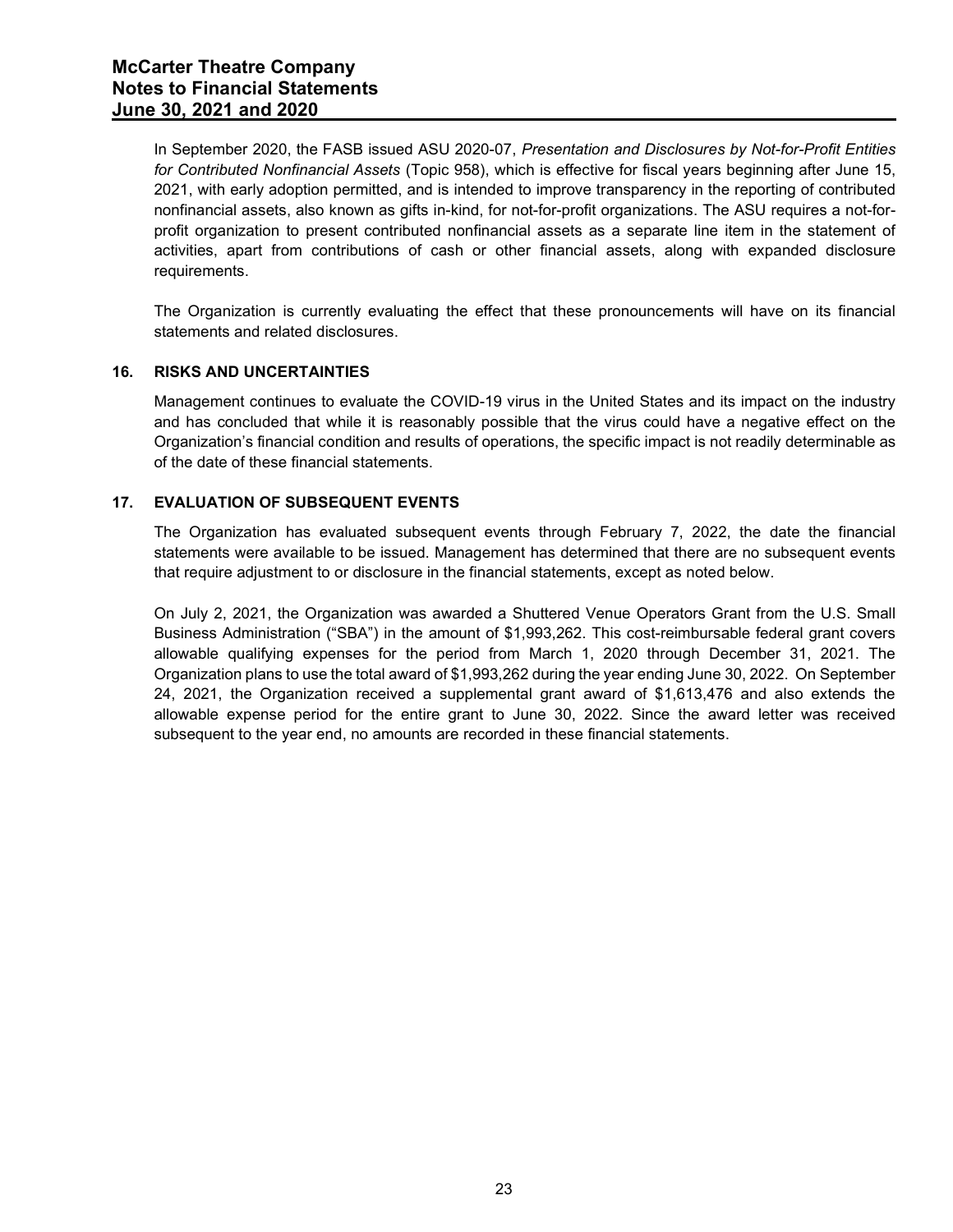In September 2020, the FASB issued ASU 2020-07, *Presentation and Disclosures by Not-for-Profit Entities for Contributed Nonfinancial Assets* (Topic 958), which is effective for fiscal years beginning after June 15, 2021, with early adoption permitted, and is intended to improve transparency in the reporting of contributed nonfinancial assets, also known as gifts in-kind, for not-for-profit organizations. The ASU requires a not-for-profit organization to present contributed nonfinancial assets as a separate line item in the statement of activities, apart from contributions of cash or other financial assets, along with expanded disclosure requirements.

The Organization is currently evaluating the effect that these pronouncements will have on its financial statements and related disclosures.

## 16. RISKS AND UNCERTAINTIES

Management continues to evaluate the COVID-19 virus in the United States and its impact on the industry and has concluded that while it is reasonably possible that the virus could have a negative effect on the Organization's financial condition and results of operations, the specific impact is not readily determinable as of the date of these financial statements.

## 17. EVALUATION OF SUBSEQUENT EVENTS

The Organization has evaluated subsequent events through February 7, 2022, the date the financial statements were available to be issued. Management has determined that there are no subsequent events that require adjustment to or disclosure in the financial statements, except as noted below.

On July 2, 2021, the Organization was awarded a Shuttered Venue Operators Grant from the U.S. Small Business Administration ("SBA") in the amount of $1,993,262. This cost-reimbursable federal grant covers allowable qualifying expenses for the period from March 1, 2020 through December 31, 2021. The Organization plans to use the total award of $1,993,262 during the year ending June 30, 2022. On September 24, 2021, the Organization received a supplemental grant award of $1,613,476 and also extends the allowable expense period for the entire grant to June 30, 2022. Since the award letter was received subsequent to the year end, no amounts are recorded in these financial statements.